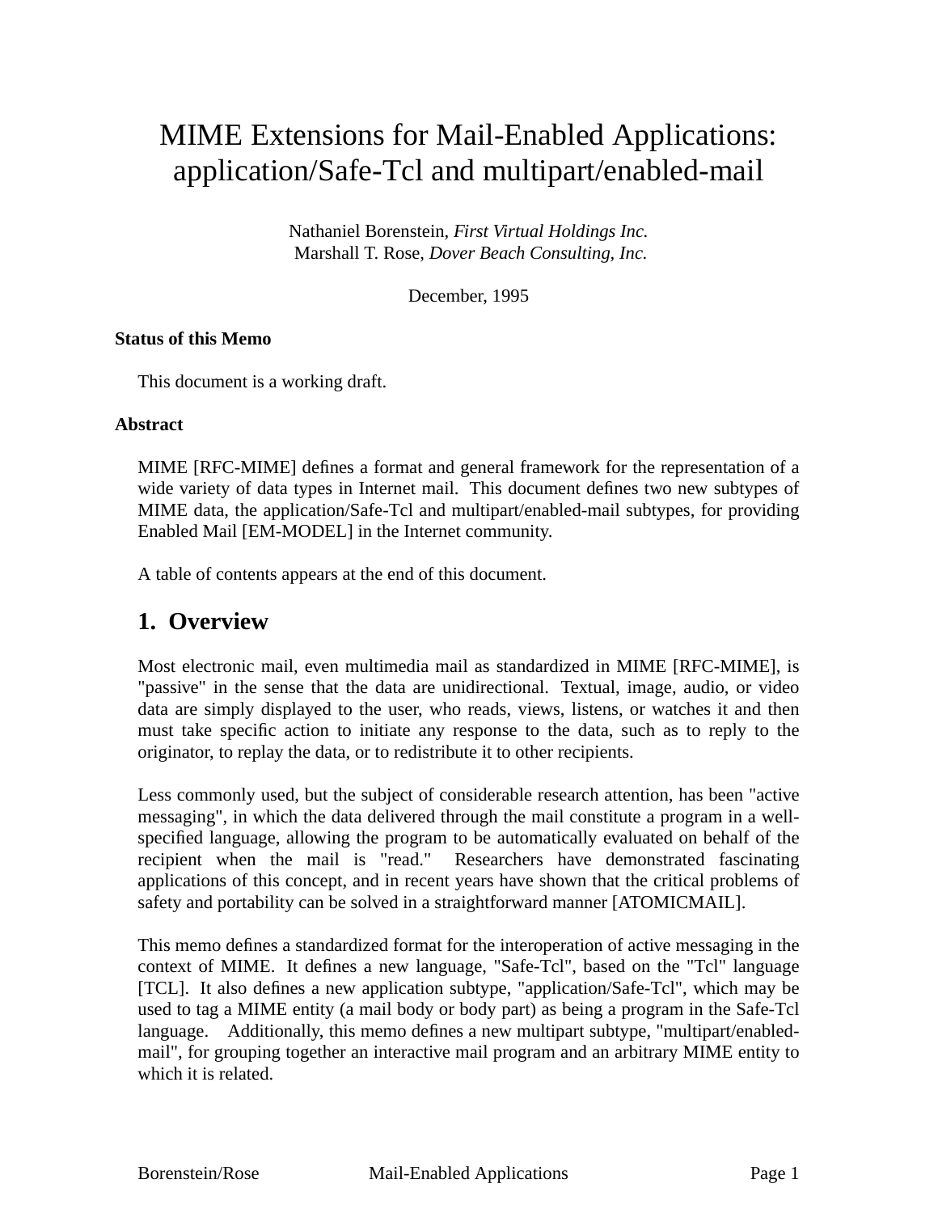# MIME Extensions for Mail-Enabled Applications: application/Safe-Tcl and multipart/enabled-mail

Nathaniel Borenstein, *First Virtual Holdings Inc.*
Marshall T. Rose, *Dover Beach Consulting, Inc.*

December, 1995

**Status of this Memo**

This document is a working draft.

**Abstract**

MIME [RFC-MIME] defines a format and general framework for the representation of a wide variety of data types in Internet mail. This document defines two new subtypes of MIME data, the application/Safe-Tcl and multipart/enabled-mail subtypes, for providing Enabled Mail [EM-MODEL] in the Internet community.

A table of contents appears at the end of this document.

## 1. Overview

Most electronic mail, even multimedia mail as standardized in MIME [RFC-MIME], is "passive" in the sense that the data are unidirectional. Textual, image, audio, or video data are simply displayed to the user, who reads, views, listens, or watches it and then must take specific action to initiate any response to the data, such as to reply to the originator, to replay the data, or to redistribute it to other recipients.

Less commonly used, but the subject of considerable research attention, has been "active messaging", in which the data delivered through the mail constitute a program in a well-specified language, allowing the program to be automatically evaluated on behalf of the recipient when the mail is "read." Researchers have demonstrated fascinating applications of this concept, and in recent years have shown that the critical problems of safety and portability can be solved in a straightforward manner [ATOMICMAIL].

This memo defines a standardized format for the interoperation of active messaging in the context of MIME. It defines a new language, "Safe-Tcl", based on the "Tcl" language [TCL]. It also defines a new application subtype, "application/Safe-Tcl", which may be used to tag a MIME entity (a mail body or body part) as being a program in the Safe-Tcl language. Additionally, this memo defines a new multipart subtype, "multipart/enabled-mail", for grouping together an interactive mail program and an arbitrary MIME entity to which it is related.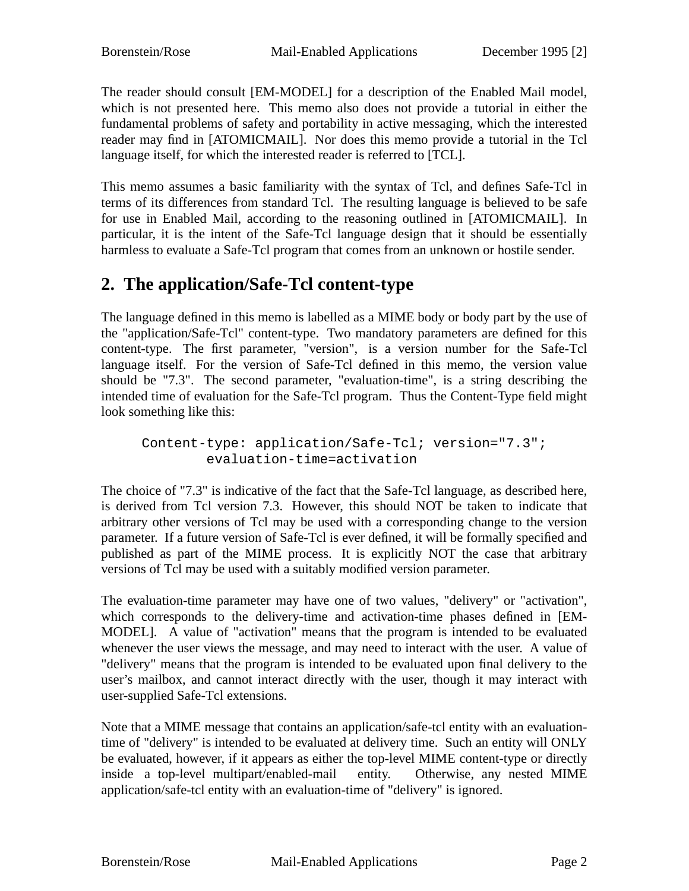The reader should consult [EM-MODEL] for a description of the Enabled Mail model, which is not presented here. This memo also does not provide a tutorial in either the fundamental problems of safety and portability in active messaging, which the interested reader may find in [ATOMICMAIL]. Nor does this memo provide a tutorial in the Tcl language itself, for which the interested reader is referred to [TCL].

This memo assumes a basic familiarity with the syntax of Tcl, and defines Safe-Tcl in terms of its differences from standard Tcl. The resulting language is believed to be safe for use in Enabled Mail, according to the reasoning outlined in [ATOMICMAIL]. In particular, it is the intent of the Safe-Tcl language design that it should be essentially harmless to evaluate a Safe-Tcl program that comes from an unknown or hostile sender.

## 2. The application/Safe-Tcl content-type

The language defined in this memo is labelled as a MIME body or body part by the use of the "application/Safe-Tcl" content-type. Two mandatory parameters are defined for this content-type. The first parameter, "version", is a version number for the Safe-Tcl language itself. For the version of Safe-Tcl defined in this memo, the version value should be "7.3". The second parameter, "evaluation-time", is a string describing the intended time of evaluation for the Safe-Tcl program. Thus the Content-Type field might look something like this:

```
Content-type: application/Safe-Tcl; version="7.3";
        evaluation-time=activation
```

The choice of "7.3" is indicative of the fact that the Safe-Tcl language, as described here, is derived from Tcl version 7.3. However, this should NOT be taken to indicate that arbitrary other versions of Tcl may be used with a corresponding change to the version parameter. If a future version of Safe-Tcl is ever defined, it will be formally specified and published as part of the MIME process. It is explicitly NOT the case that arbitrary versions of Tcl may be used with a suitably modified version parameter.

The evaluation-time parameter may have one of two values, "delivery" or "activation", which corresponds to the delivery-time and activation-time phases defined in [EM-MODEL]. A value of "activation" means that the program is intended to be evaluated whenever the user views the message, and may need to interact with the user. A value of "delivery" means that the program is intended to be evaluated upon final delivery to the user's mailbox, and cannot interact directly with the user, though it may interact with user-supplied Safe-Tcl extensions.

Note that a MIME message that contains an application/safe-tcl entity with an evaluation-time of "delivery" is intended to be evaluated at delivery time. Such an entity will ONLY be evaluated, however, if it appears as either the top-level MIME content-type or directly inside a top-level multipart/enabled-mail entity. Otherwise, any nested MIME application/safe-tcl entity with an evaluation-time of "delivery" is ignored.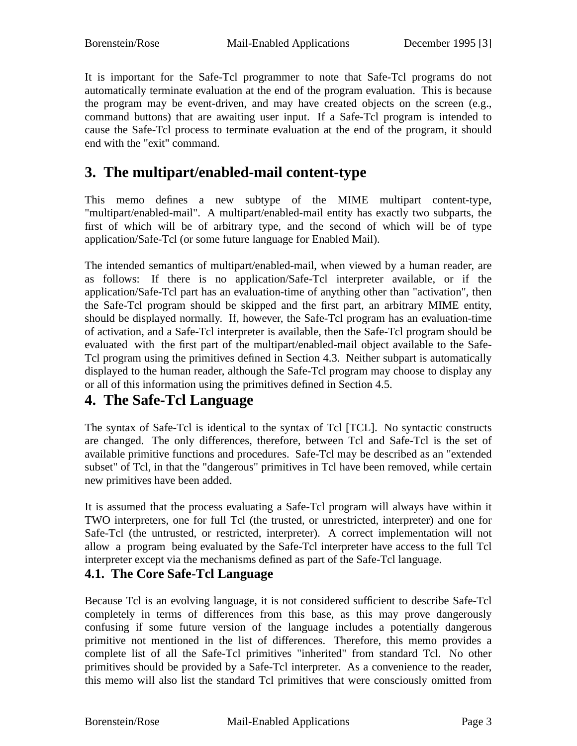It is important for the Safe-Tcl programmer to note that Safe-Tcl programs do not automatically terminate evaluation at the end of the program evaluation. This is because the program may be event-driven, and may have created objects on the screen (e.g., command buttons) that are awaiting user input. If a Safe-Tcl program is intended to cause the Safe-Tcl process to terminate evaluation at the end of the program, it should end with the "exit" command.

## 3. The multipart/enabled-mail content-type

This memo defines a new subtype of the MIME multipart content-type, "multipart/enabled-mail". A multipart/enabled-mail entity has exactly two subparts, the first of which will be of arbitrary type, and the second of which will be of type application/Safe-Tcl (or some future language for Enabled Mail).

The intended semantics of multipart/enabled-mail, when viewed by a human reader, are as follows: If there is no application/Safe-Tcl interpreter available, or if the application/Safe-Tcl part has an evaluation-time of anything other than "activation", then the Safe-Tcl program should be skipped and the first part, an arbitrary MIME entity, should be displayed normally. If, however, the Safe-Tcl program has an evaluation-time of activation, and a Safe-Tcl interpreter is available, then the Safe-Tcl program should be evaluated with the first part of the multipart/enabled-mail object available to the Safe-Tcl program using the primitives defined in Section 4.3. Neither subpart is automatically displayed to the human reader, although the Safe-Tcl program may choose to display any or all of this information using the primitives defined in Section 4.5.

## 4. The Safe-Tcl Language

The syntax of Safe-Tcl is identical to the syntax of Tcl [TCL]. No syntactic constructs are changed. The only differences, therefore, between Tcl and Safe-Tcl is the set of available primitive functions and procedures. Safe-Tcl may be described as an "extended subset" of Tcl, in that the "dangerous" primitives in Tcl have been removed, while certain new primitives have been added.

It is assumed that the process evaluating a Safe-Tcl program will always have within it TWO interpreters, one for full Tcl (the trusted, or unrestricted, interpreter) and one for Safe-Tcl (the untrusted, or restricted, interpreter). A correct implementation will not allow a program being evaluated by the Safe-Tcl interpreter have access to the full Tcl interpreter except via the mechanisms defined as part of the Safe-Tcl language.

### 4.1. The Core Safe-Tcl Language

Because Tcl is an evolving language, it is not considered sufficient to describe Safe-Tcl completely in terms of differences from this base, as this may prove dangerously confusing if some future version of the language includes a potentially dangerous primitive not mentioned in the list of differences. Therefore, this memo provides a complete list of all the Safe-Tcl primitives "inherited" from standard Tcl. No other primitives should be provided by a Safe-Tcl interpreter. As a convenience to the reader, this memo will also list the standard Tcl primitives that were consciously omitted from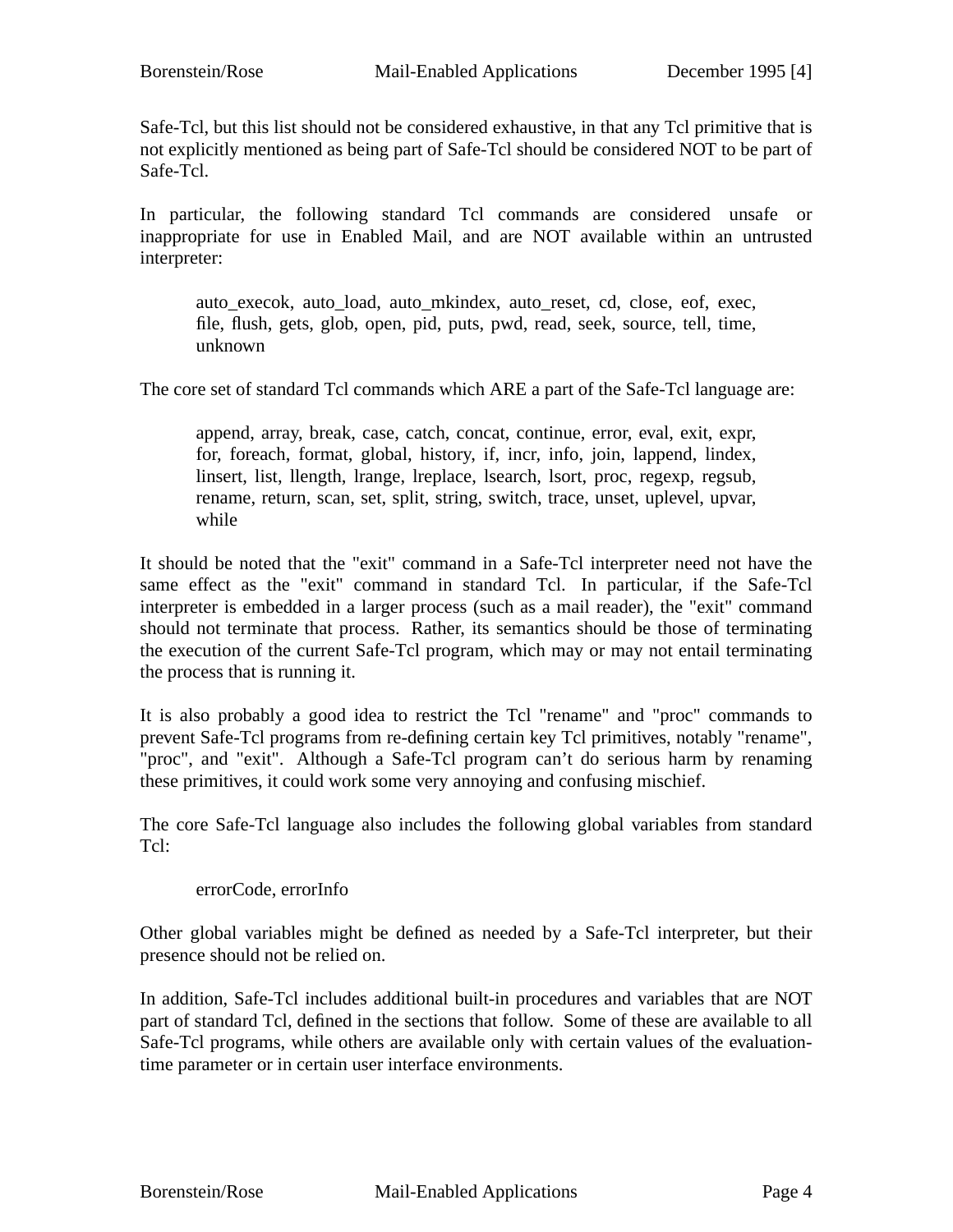Safe-Tcl, but this list should not be considered exhaustive, in that any Tcl primitive that is not explicitly mentioned as being part of Safe-Tcl should be considered NOT to be part of Safe-Tcl.

In particular, the following standard Tcl commands are considered unsafe or inappropriate for use in Enabled Mail, and are NOT available within an untrusted interpreter:

> auto_execok, auto_load, auto_mkindex, auto_reset, cd, close, eof, exec, file, flush, gets, glob, open, pid, puts, pwd, read, seek, source, tell, time, unknown

The core set of standard Tcl commands which ARE a part of the Safe-Tcl language are:

> append, array, break, case, catch, concat, continue, error, eval, exit, expr, for, foreach, format, global, history, if, incr, info, join, lappend, lindex, linsert, list, llength, lrange, lreplace, lsearch, lsort, proc, regexp, regsub, rename, return, scan, set, split, string, switch, trace, unset, uplevel, upvar, while

It should be noted that the "exit" command in a Safe-Tcl interpreter need not have the same effect as the "exit" command in standard Tcl. In particular, if the Safe-Tcl interpreter is embedded in a larger process (such as a mail reader), the "exit" command should not terminate that process. Rather, its semantics should be those of terminating the execution of the current Safe-Tcl program, which may or may not entail terminating the process that is running it.

It is also probably a good idea to restrict the Tcl "rename" and "proc" commands to prevent Safe-Tcl programs from re-defining certain key Tcl primitives, notably "rename", "proc", and "exit". Although a Safe-Tcl program can't do serious harm by renaming these primitives, it could work some very annoying and confusing mischief.

The core Safe-Tcl language also includes the following global variables from standard Tcl:

> errorCode, errorInfo

Other global variables might be defined as needed by a Safe-Tcl interpreter, but their presence should not be relied on.

In addition, Safe-Tcl includes additional built-in procedures and variables that are NOT part of standard Tcl, defined in the sections that follow. Some of these are available to all Safe-Tcl programs, while others are available only with certain values of the evaluation-time parameter or in certain user interface environments.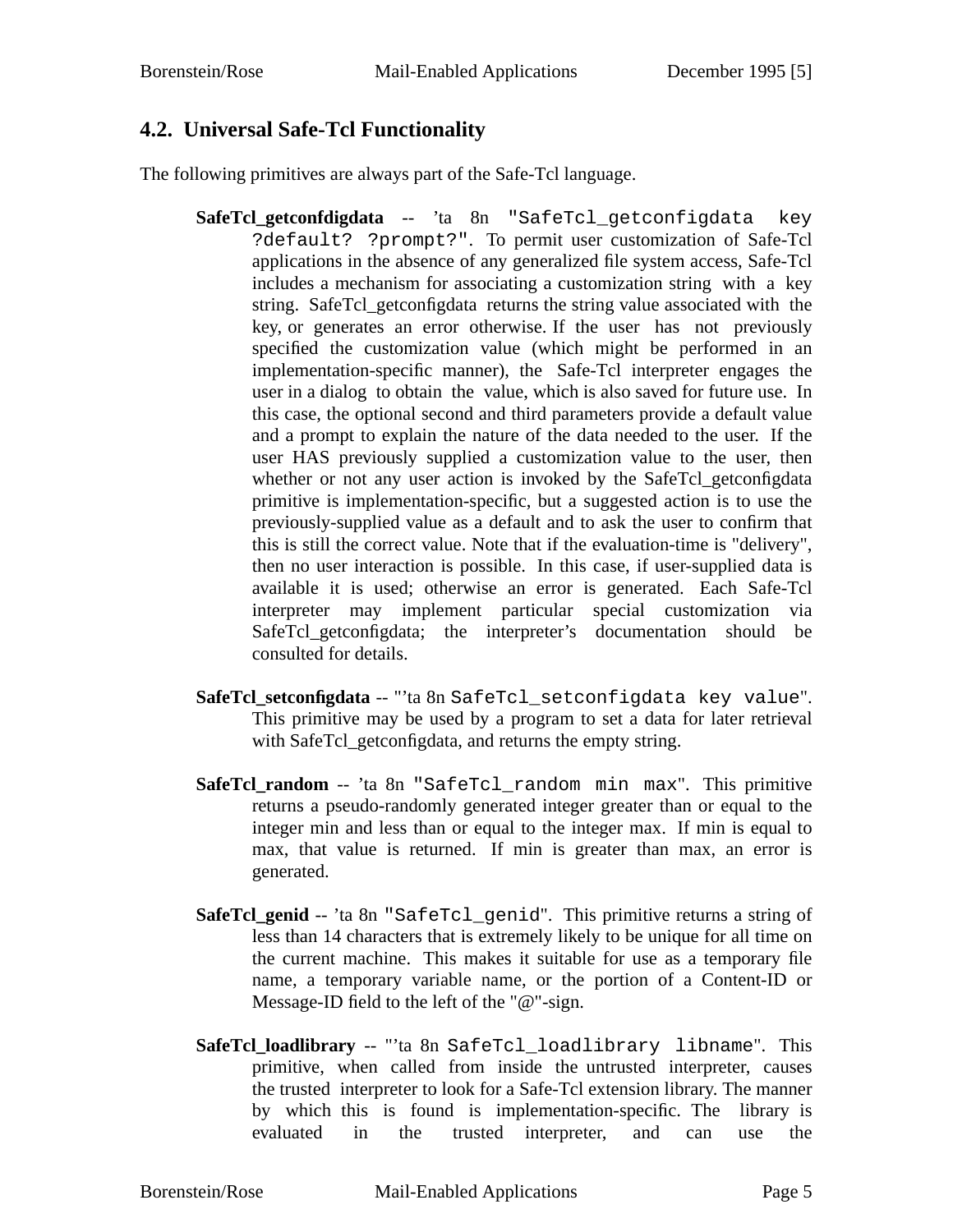## 4.2. Universal Safe-Tcl Functionality

The following primitives are always part of the Safe-Tcl language.

**SafeTcl_getconfdigdata** -- ’ta 8n `"SafeTcl_getconfigdata key ?default? ?prompt?"`. To permit user customization of Safe-Tcl applications in the absence of any generalized file system access, Safe-Tcl includes a mechanism for associating a customization string with a key string. SafeTcl_getconfigdata returns the string value associated with the key, or generates an error otherwise. If the user has not previously specified the customization value (which might be performed in an implementation-specific manner), the Safe-Tcl interpreter engages the user in a dialog to obtain the value, which is also saved for future use. In this case, the optional second and third parameters provide a default value and a prompt to explain the nature of the data needed to the user. If the user HAS previously supplied a customization value to the user, then whether or not any user action is invoked by the SafeTcl_getconfigdata primitive is implementation-specific, but a suggested action is to use the previously-supplied value as a default and to ask the user to confirm that this is still the correct value. Note that if the evaluation-time is "delivery", then no user interaction is possible. In this case, if user-supplied data is available it is used; otherwise an error is generated. Each Safe-Tcl interpreter may implement particular special customization via SafeTcl_getconfigdata; the interpreter’s documentation should be consulted for details.

**SafeTcl_setconfigdata** -- "’ta 8n `SafeTcl_setconfigdata key value`". This primitive may be used by a program to set a data for later retrieval with SafeTcl_getconfigdata, and returns the empty string.

**SafeTcl_random** -- ’ta 8n `"SafeTcl_random min max"`. This primitive returns a pseudo-randomly generated integer greater than or equal to the integer min and less than or equal to the integer max. If min is equal to max, that value is returned. If min is greater than max, an error is generated.

**SafeTcl_genid** -- ’ta 8n `"SafeTcl_genid"`. This primitive returns a string of less than 14 characters that is extremely likely to be unique for all time on the current machine. This makes it suitable for use as a temporary file name, a temporary variable name, or the portion of a Content-ID or Message-ID field to the left of the "@"-sign.

**SafeTcl_loadlibrary** -- "’ta 8n `SafeTcl_loadlibrary libname`". This primitive, when called from inside the untrusted interpreter, causes the trusted interpreter to look for a Safe-Tcl extension library. The manner by which this is found is implementation-specific. The library is evaluated in the trusted interpreter, and can use the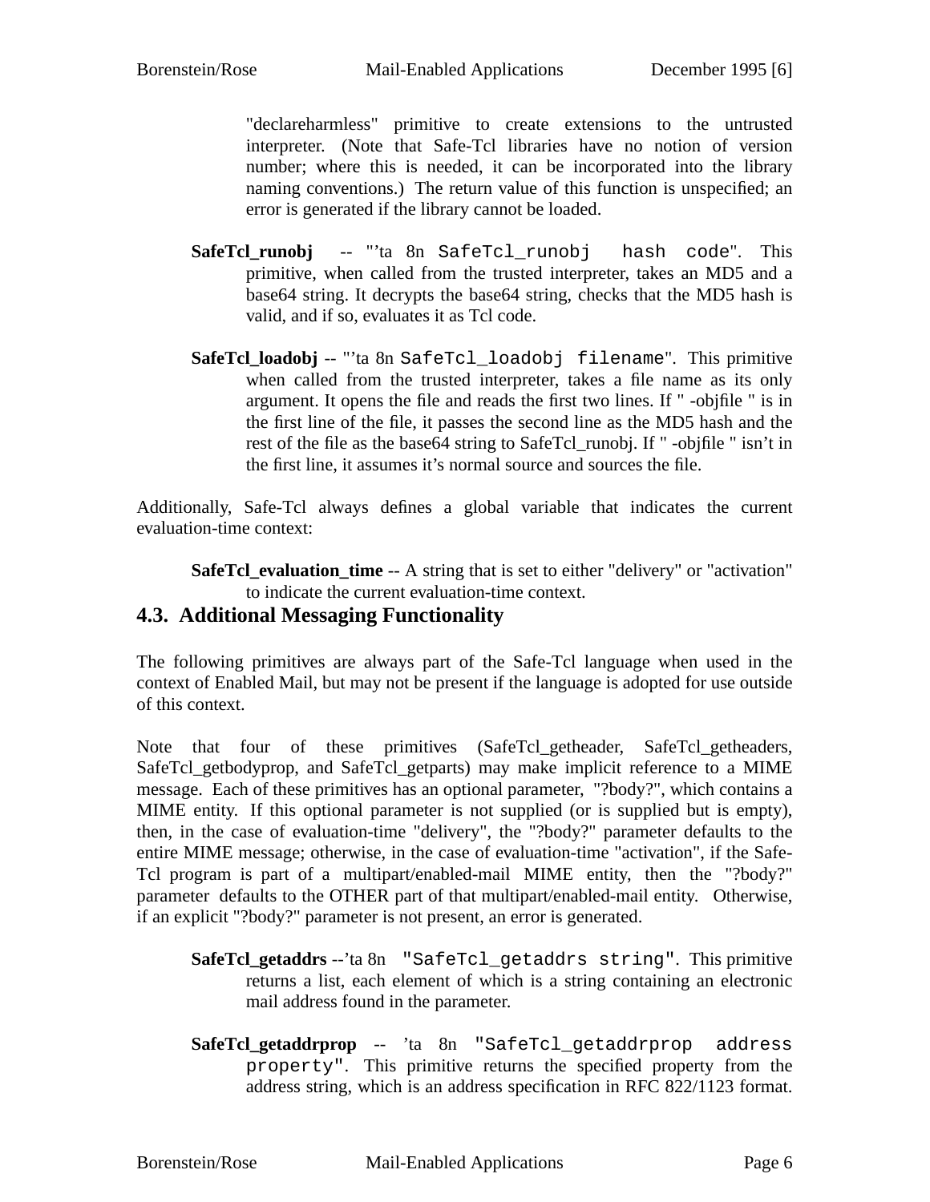"declareharmless" primitive to create extensions to the untrusted interpreter. (Note that Safe-Tcl libraries have no notion of version number; where this is needed, it can be incorporated into the library naming conventions.) The return value of this function is unspecified; an error is generated if the library cannot be loaded.

**SafeTcl_runobj** -- "'ta 8n `SafeTcl_runobj hash code`". This primitive, when called from the trusted interpreter, takes an MD5 and a base64 string. It decrypts the base64 string, checks that the MD5 hash is valid, and if so, evaluates it as Tcl code.

**SafeTcl_loadobj** -- "'ta 8n `SafeTcl_loadobj filename`". This primitive when called from the trusted interpreter, takes a file name as its only argument. It opens the file and reads the first two lines. If " -objfile " is in the first line of the file, it passes the second line as the MD5 hash and the rest of the file as the base64 string to SafeTcl_runobj. If " -objfile " isn't in the first line, it assumes it's normal source and sources the file.

Additionally, Safe-Tcl always defines a global variable that indicates the current evaluation-time context:

**SafeTcl_evaluation_time** -- A string that is set to either "delivery" or "activation" to indicate the current evaluation-time context.

## 4.3. Additional Messaging Functionality

The following primitives are always part of the Safe-Tcl language when used in the context of Enabled Mail, but may not be present if the language is adopted for use outside of this context.

Note that four of these primitives (SafeTcl_getheader, SafeTcl_getheaders, SafeTcl_getbodyprop, and SafeTcl_getparts) may make implicit reference to a MIME message. Each of these primitives has an optional parameter, "?body?", which contains a MIME entity. If this optional parameter is not supplied (or is supplied but is empty), then, in the case of evaluation-time "delivery", the "?body?" parameter defaults to the entire MIME message; otherwise, in the case of evaluation-time "activation", if the Safe-Tcl program is part of a multipart/enabled-mail MIME entity, then the "?body?" parameter defaults to the OTHER part of that multipart/enabled-mail entity. Otherwise, if an explicit "?body?" parameter is not present, an error is generated.

**SafeTcl_getaddrs** --'ta 8n `"SafeTcl_getaddrs string"`. This primitive returns a list, each element of which is a string containing an electronic mail address found in the parameter.

**SafeTcl_getaddrprop** -- 'ta 8n `"SafeTcl_getaddrprop address property"`. This primitive returns the specified property from the address string, which is an address specification in RFC 822/1123 format.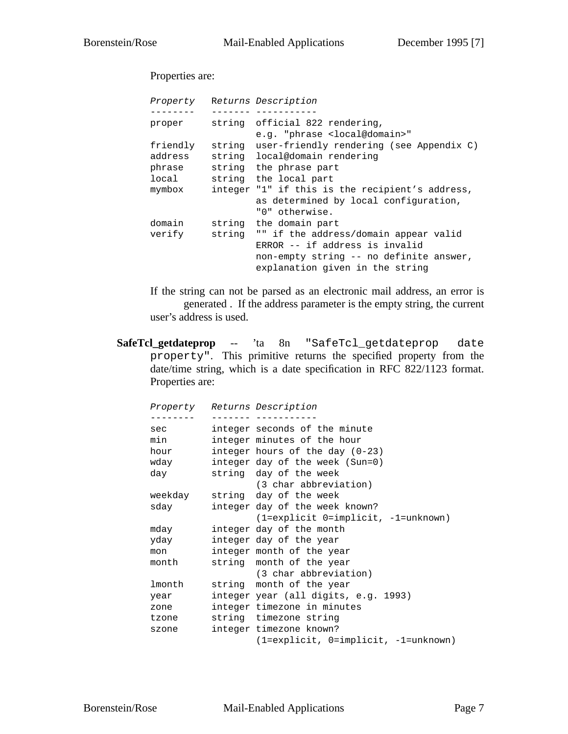Properties are:

```
Property   Returns Description
--------   ------- -----------
proper     string  official 822 rendering,
                   e.g. "phrase <local@domain>"
friendly   string  user-friendly rendering (see Appendix C)
address    string  local@domain rendering
phrase     string  the phrase part
local      string  the local part
mymbox     integer "1" if this is the recipient's address,
                   as determined by local configuration,
                   "0" otherwise.
domain     string  the domain part
verify     string  "" if the address/domain appear valid
                   ERROR -- if address is invalid
                   non-empty string -- no definite answer,
                   explanation given in the string
```

If the string can not be parsed as an electronic mail address, an error is generated . If the address parameter is the empty string, the current user's address is used.

**SafeTcl_getdateprop** -- 'ta 8n `"SafeTcl_getdateprop date property"`. This primitive returns the specified property from the date/time string, which is a date specification in RFC 822/1123 format. Properties are:

```
Property   Returns Description
--------   ------- -----------
sec        integer seconds of the minute
min        integer minutes of the hour
hour       integer hours of the day (0-23)
wday       integer day of the week (Sun=0)
day        string  day of the week
                   (3 char abbreviation)
weekday    string  day of the week
sday       integer day of the week known?
                   (1=explicit 0=implicit, -1=unknown)
mday       integer day of the month
yday       integer day of the year
mon        integer month of the year
month      string  month of the year
                   (3 char abbreviation)
lmonth     string  month of the year
year       integer year (all digits, e.g. 1993)
zone       integer timezone in minutes
tzone      string  timezone string
szone      integer timezone known?
                   (1=explicit, 0=implicit, -1=unknown)
```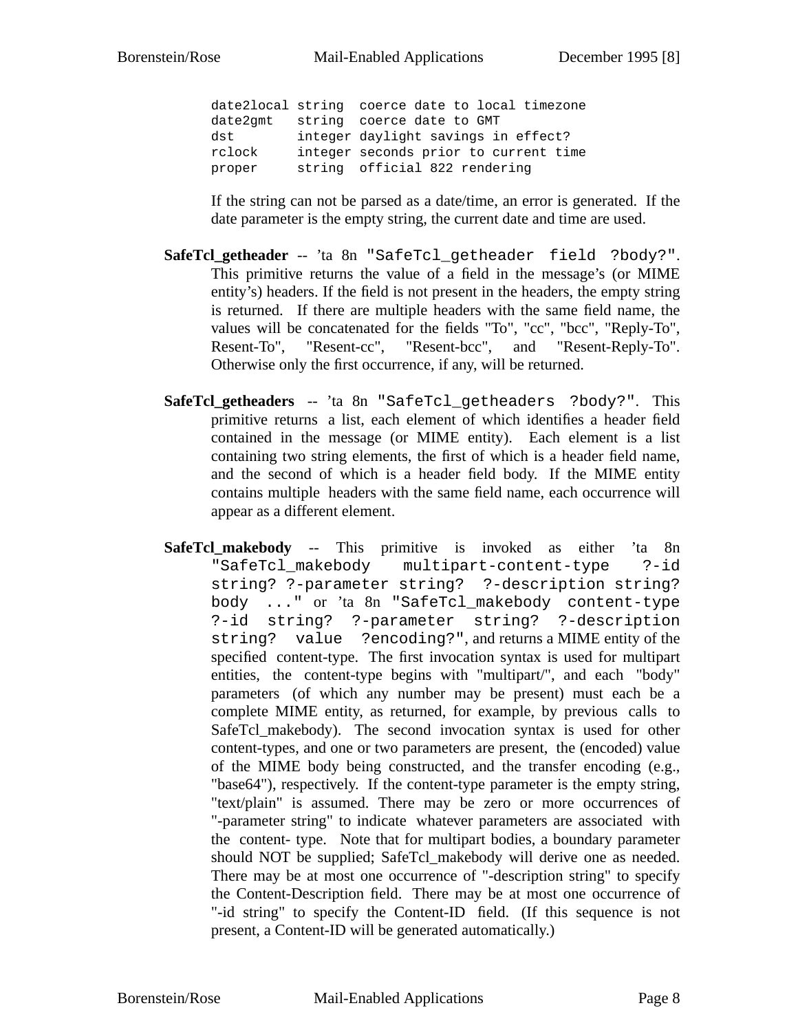```
date2local string  coerce date to local timezone
date2gmt   string  coerce date to GMT
dst        integer daylight savings in effect?
rclock     integer seconds prior to current time
proper     string  official 822 rendering
```

If the string can not be parsed as a date/time, an error is generated. If the date parameter is the empty string, the current date and time are used.

**SafeTcl_getheader** -- 'ta 8n `"SafeTcl_getheader field ?body?"`. This primitive returns the value of a field in the message's (or MIME entity's) headers. If the field is not present in the headers, the empty string is returned. If there are multiple headers with the same field name, the values will be concatenated for the fields "To", "cc", "bcc", "Reply-To", Resent-To", "Resent-cc", "Resent-bcc", and "Resent-Reply-To". Otherwise only the first occurrence, if any, will be returned.

**SafeTcl_getheaders** -- 'ta 8n `"SafeTcl_getheaders ?body?"`. This primitive returns a list, each element of which identifies a header field contained in the message (or MIME entity). Each element is a list containing two string elements, the first of which is a header field name, and the second of which is a header field body. If the MIME entity contains multiple headers with the same field name, each occurrence will appear as a different element.

**SafeTcl_makebody** -- This primitive is invoked as either 'ta 8n `"SafeTcl_makebody multipart-content-type ?-id string? ?-parameter string? ?-description string? body ..."` or 'ta 8n `"SafeTcl_makebody content-type ?-id string? ?-parameter string? ?-description string? value ?encoding?"`, and returns a MIME entity of the specified content-type. The first invocation syntax is used for multipart entities, the content-type begins with "multipart/", and each "body" parameters (of which any number may be present) must each be a complete MIME entity, as returned, for example, by previous calls to SafeTcl_makebody). The second invocation syntax is used for other content-types, and one or two parameters are present, the (encoded) value of the MIME body being constructed, and the transfer encoding (e.g., "base64"), respectively. If the content-type parameter is the empty string, "text/plain" is assumed. There may be zero or more occurrences of "-parameter string" to indicate whatever parameters are associated with the content- type. Note that for multipart bodies, a boundary parameter should NOT be supplied; SafeTcl_makebody will derive one as needed. There may be at most one occurrence of "-description string" to specify the Content-Description field. There may be at most one occurrence of "-id string" to specify the Content-ID field. (If this sequence is not present, a Content-ID will be generated automatically.)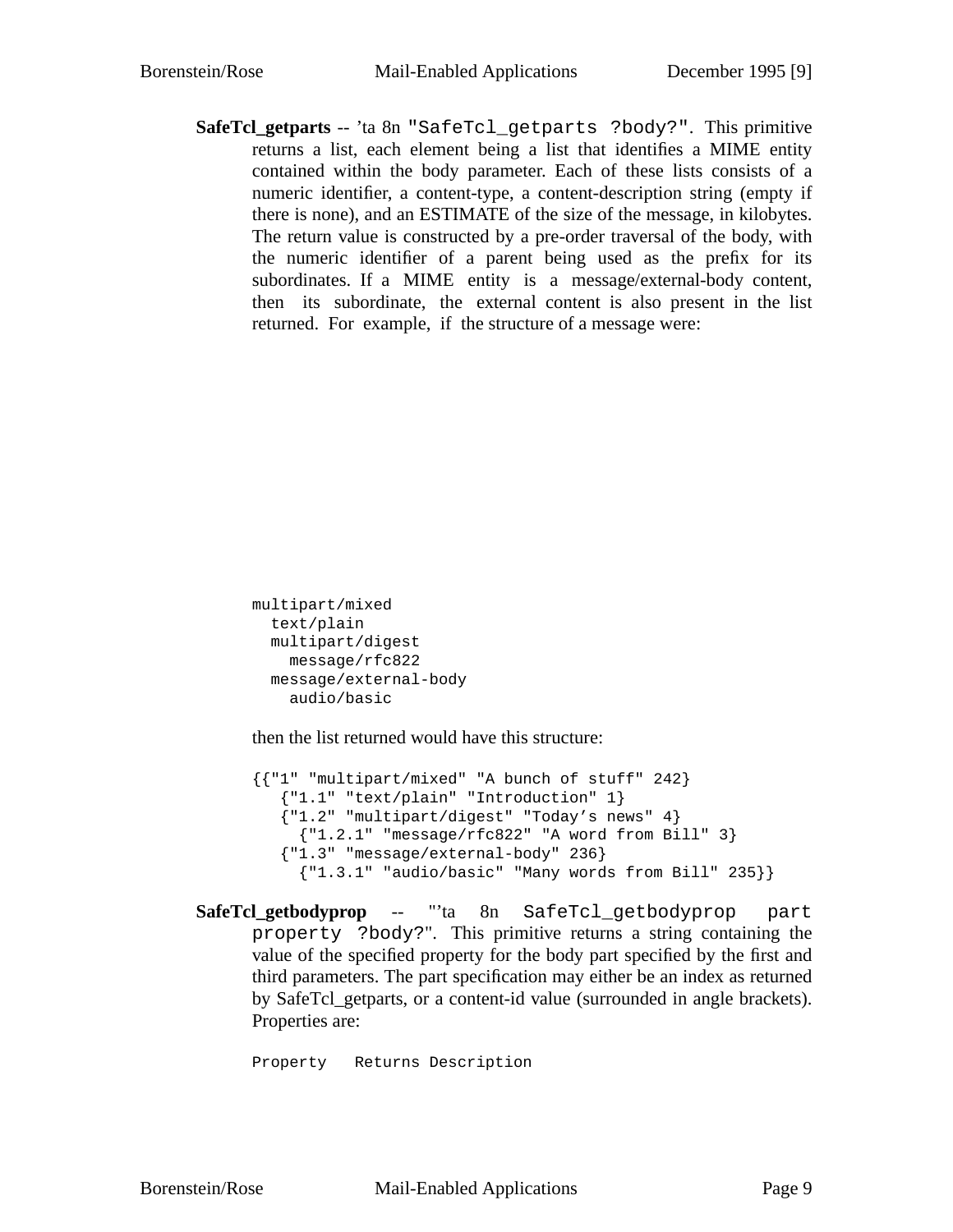**SafeTcl_getparts** -- ’ta 8n "SafeTcl_getparts ?body?". This primitive returns a list, each element being a list that identifies a MIME entity contained within the body parameter. Each of these lists consists of a numeric identifier, a content-type, a content-description string (empty if there is none), and an ESTIMATE of the size of the message, in kilobytes. The return value is constructed by a pre-order traversal of the body, with the numeric identifier of a parent being used as the prefix for its subordinates. If a MIME entity is a message/external-body content, then its subordinate, the external content is also present in the list returned. For example, if the structure of a message were:

```
multipart/mixed
  text/plain
  multipart/digest
    message/rfc822
  message/external-body
    audio/basic
```

then the list returned would have this structure:

```
{{"1" "multipart/mixed" "A bunch of stuff" 242}
   {"1.1" "text/plain" "Introduction" 1}
   {"1.2" "multipart/digest" "Today’s news" 4}
     {"1.2.1" "message/rfc822" "A word from Bill" 3}
   {"1.3" "message/external-body" 236}
     {"1.3.1" "audio/basic" "Many words from Bill" 235}}
```

**SafeTcl_getbodyprop** -- "’ta 8n SafeTcl_getbodyprop part property ?body?". This primitive returns a string containing the value of the specified property for the body part specified by the first and third parameters. The part specification may either be an index as returned by SafeTcl_getparts, or a content-id value (surrounded in angle brackets). Properties are:

```
Property   Returns Description
```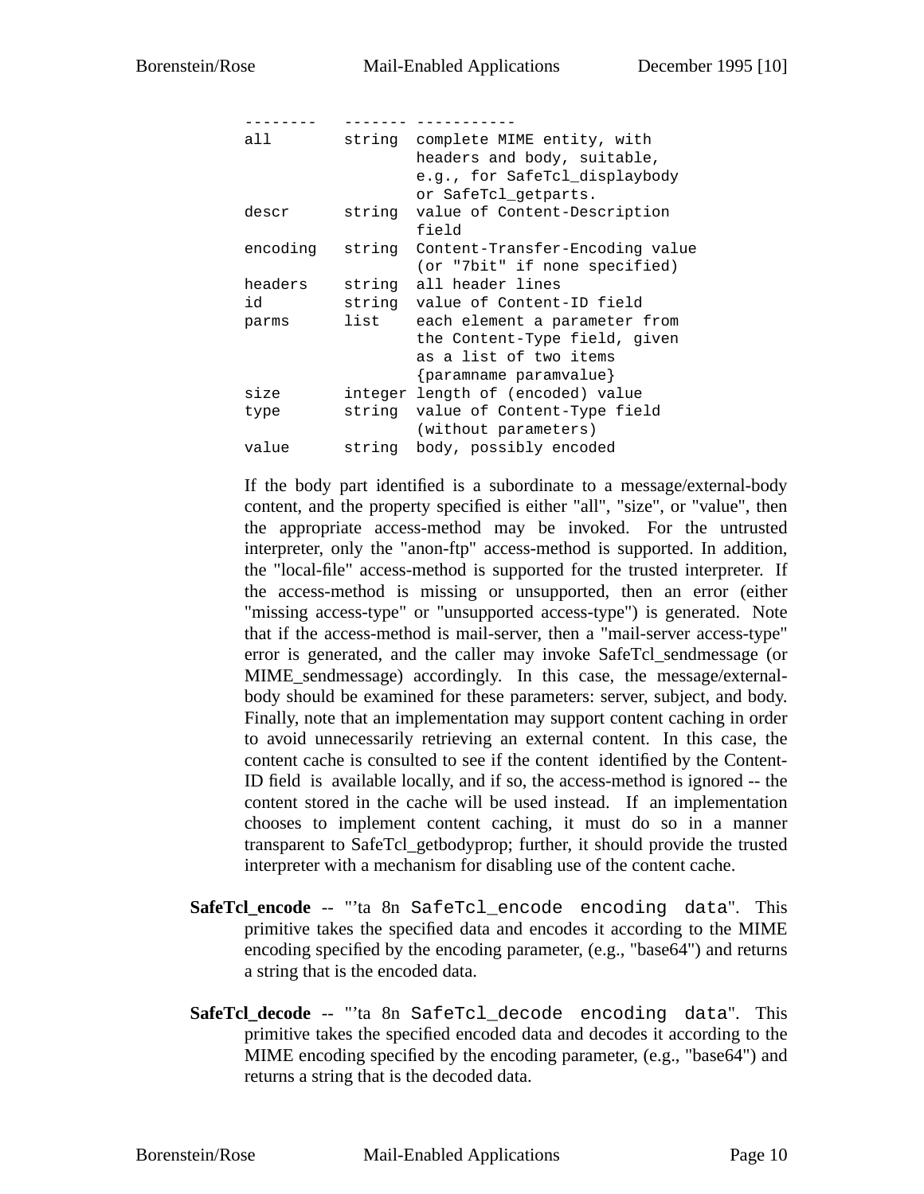```
--------   ------- -----------
all        string  complete MIME entity, with
                   headers and body, suitable,
                   e.g., for SafeTcl_displaybody
                   or SafeTcl_getparts.
descr      string  value of Content-Description
                   field
encoding   string  Content-Transfer-Encoding value
                   (or "7bit" if none specified)
headers    string  all header lines
id         string  value of Content-ID field
parms      list    each element a parameter from
                   the Content-Type field, given
                   as a list of two items
                   {paramname paramvalue}
size       integer length of (encoded) value
type       string  value of Content-Type field
                   (without parameters)
value      string  body, possibly encoded
```

If the body part identified is a subordinate to a message/external-body content, and the property specified is either "all", "size", or "value", then the appropriate access-method may be invoked. For the untrusted interpreter, only the "anon-ftp" access-method is supported. In addition, the "local-file" access-method is supported for the trusted interpreter. If the access-method is missing or unsupported, then an error (either "missing access-type" or "unsupported access-type") is generated. Note that if the access-method is mail-server, then a "mail-server access-type" error is generated, and the caller may invoke SafeTcl_sendmessage (or MIME_sendmessage) accordingly. In this case, the message/external-body should be examined for these parameters: server, subject, and body. Finally, note that an implementation may support content caching in order to avoid unnecessarily retrieving an external content. In this case, the content cache is consulted to see if the content identified by the Content-ID field is available locally, and if so, the access-method is ignored -- the content stored in the cache will be used instead. If an implementation chooses to implement content caching, it must do so in a manner transparent to SafeTcl_getbodyprop; further, it should provide the trusted interpreter with a mechanism for disabling use of the content cache.

**SafeTcl_encode** -- "'ta 8n `SafeTcl_encode encoding data`". This primitive takes the specified data and encodes it according to the MIME encoding specified by the encoding parameter, (e.g., "base64") and returns a string that is the encoded data.

**SafeTcl_decode** -- "'ta 8n `SafeTcl_decode encoding data`". This primitive takes the specified encoded data and decodes it according to the MIME encoding specified by the encoding parameter, (e.g., "base64") and returns a string that is the decoded data.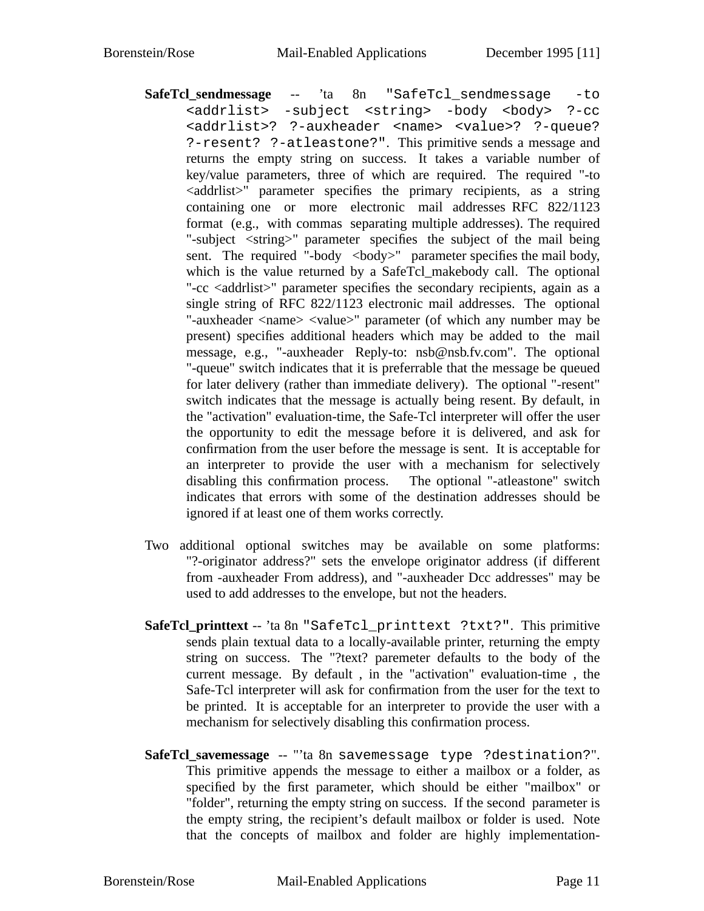**SafeTcl_sendmessage** -- 'ta 8n `"SafeTcl_sendmessage -to <addrlist> -subject <string> -body <body> ?-cc <addrlist>? ?-auxheader <name> <value>? ?-queue? ?-resent? ?-atleastone?"`. This primitive sends a message and returns the empty string on success. It takes a variable number of key/value parameters, three of which are required. The required "-to <addrlist>" parameter specifies the primary recipients, as a string containing one or more electronic mail addresses RFC 822/1123 format (e.g., with commas separating multiple addresses). The required "-subject <string>" parameter specifies the subject of the mail being sent. The required "-body <body>" parameter specifies the mail body, which is the value returned by a SafeTcl_makebody call. The optional "-cc <addrlist>" parameter specifies the secondary recipients, again as a single string of RFC 822/1123 electronic mail addresses. The optional "-auxheader <name> <value>" parameter (of which any number may be present) specifies additional headers which may be added to the mail message, e.g., "-auxheader Reply-to: nsb@nsb.fv.com". The optional "-queue" switch indicates that it is preferrable that the message be queued for later delivery (rather than immediate delivery). The optional "-resent" switch indicates that the message is actually being resent. By default, in the "activation" evaluation-time, the Safe-Tcl interpreter will offer the user the opportunity to edit the message before it is delivered, and ask for confirmation from the user before the message is sent. It is acceptable for an interpreter to provide the user with a mechanism for selectively disabling this confirmation process. The optional "-atleastone" switch indicates that errors with some of the destination addresses should be ignored if at least one of them works correctly.

Two additional optional switches may be available on some platforms: "?-originator address?" sets the envelope originator address (if different from -auxheader From address), and "-auxheader Dcc addresses" may be used to add addresses to the envelope, but not the headers.

**SafeTcl_printtext** -- 'ta 8n `"SafeTcl_printtext ?txt?"`. This primitive sends plain textual data to a locally-available printer, returning the empty string on success. The "?text? paremeter defaults to the body of the current message. By default , in the "activation" evaluation-time , the Safe-Tcl interpreter will ask for confirmation from the user for the text to be printed. It is acceptable for an interpreter to provide the user with a mechanism for selectively disabling this confirmation process.

**SafeTcl_savemessage** -- "'ta 8n `savemessage type ?destination?`". This primitive appends the message to either a mailbox or a folder, as specified by the first parameter, which should be either "mailbox" or "folder", returning the empty string on success. If the second parameter is the empty string, the recipient's default mailbox or folder is used. Note that the concepts of mailbox and folder are highly implementation-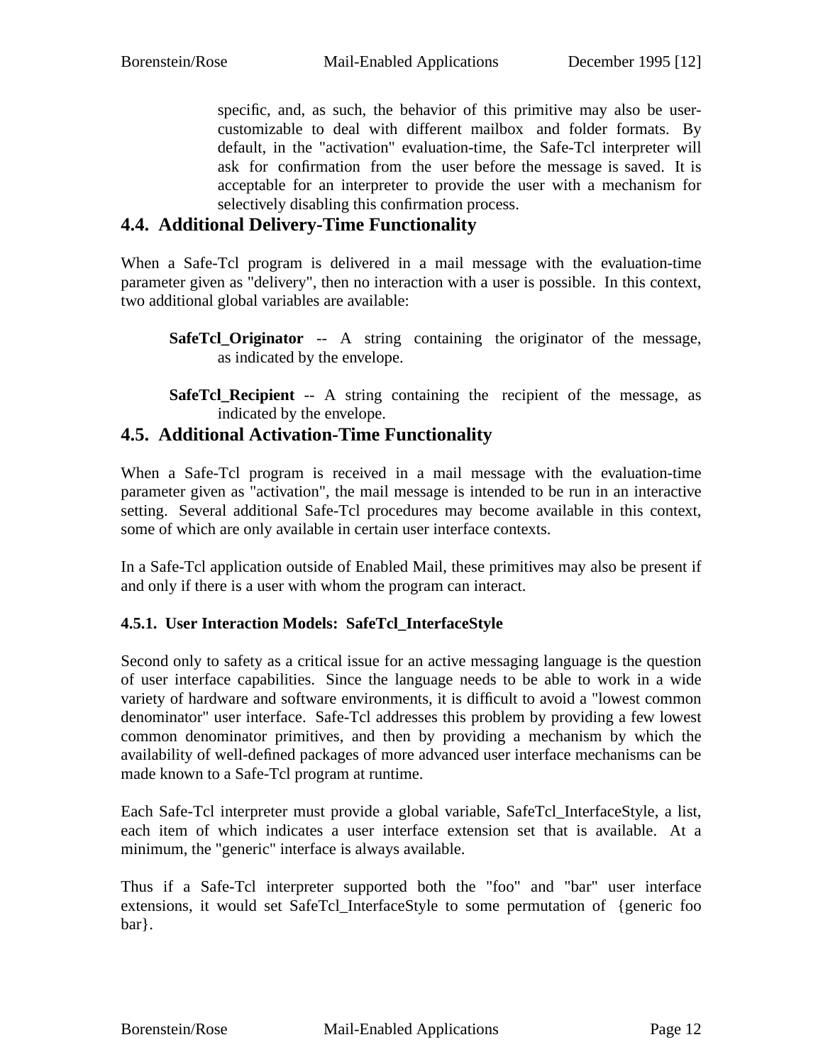specific, and, as such, the behavior of this primitive may also be user-customizable to deal with different mailbox and folder formats. By default, in the "activation" evaluation-time, the Safe-Tcl interpreter will ask for confirmation from the user before the message is saved. It is acceptable for an interpreter to provide the user with a mechanism for selectively disabling this confirmation process.

## 4.4. Additional Delivery-Time Functionality

When a Safe-Tcl program is delivered in a mail message with the evaluation-time parameter given as "delivery", then no interaction with a user is possible. In this context, two additional global variables are available:

**SafeTcl_Originator** -- A string containing the originator of the message, as indicated by the envelope.

**SafeTcl_Recipient** -- A string containing the recipient of the message, as indicated by the envelope.

## 4.5. Additional Activation-Time Functionality

When a Safe-Tcl program is received in a mail message with the evaluation-time parameter given as "activation", the mail message is intended to be run in an interactive setting. Several additional Safe-Tcl procedures may become available in this context, some of which are only available in certain user interface contexts.

In a Safe-Tcl application outside of Enabled Mail, these primitives may also be present if and only if there is a user with whom the program can interact.

### 4.5.1. User Interaction Models: SafeTcl_InterfaceStyle

Second only to safety as a critical issue for an active messaging language is the question of user interface capabilities. Since the language needs to be able to work in a wide variety of hardware and software environments, it is difficult to avoid a "lowest common denominator" user interface. Safe-Tcl addresses this problem by providing a few lowest common denominator primitives, and then by providing a mechanism by which the availability of well-defined packages of more advanced user interface mechanisms can be made known to a Safe-Tcl program at runtime.

Each Safe-Tcl interpreter must provide a global variable, SafeTcl_InterfaceStyle, a list, each item of which indicates a user interface extension set that is available. At a minimum, the "generic" interface is always available.

Thus if a Safe-Tcl interpreter supported both the "foo" and "bar" user interface extensions, it would set SafeTcl_InterfaceStyle to some permutation of {generic foo bar}.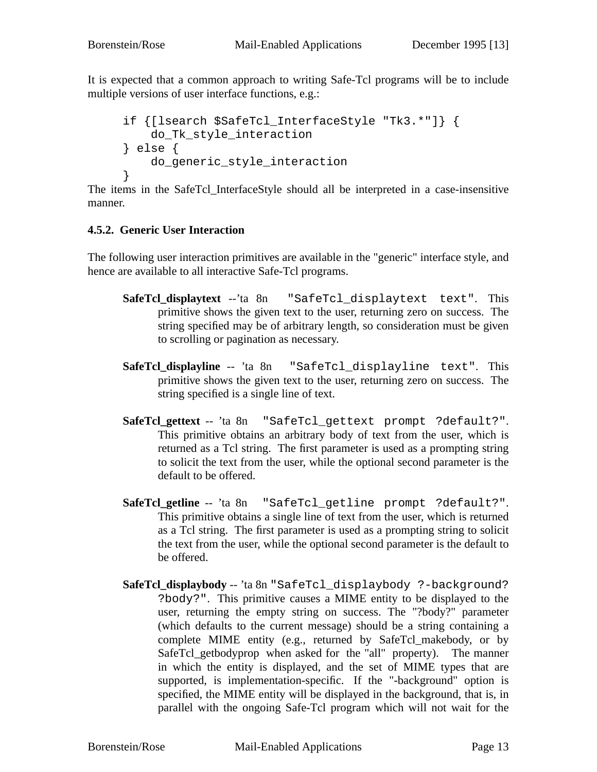It is expected that a common approach to writing Safe-Tcl programs will be to include multiple versions of user interface functions, e.g.:

```
if {[lsearch $SafeTcl_InterfaceStyle "Tk3.*"]} {
    do_Tk_style_interaction
} else {
    do_generic_style_interaction
}
```

The items in the SafeTcl_InterfaceStyle should all be interpreted in a case-insensitive manner.

### 4.5.2. Generic User Interaction

The following user interaction primitives are available in the "generic" interface style, and hence are available to all interactive Safe-Tcl programs.

**SafeTcl_displaytext** --'ta 8n `"SafeTcl_displaytext text"`. This primitive shows the given text to the user, returning zero on success. The string specified may be of arbitrary length, so consideration must be given to scrolling or pagination as necessary.

**SafeTcl_displayline** -- 'ta 8n `"SafeTcl_displayline text"`. This primitive shows the given text to the user, returning zero on success. The string specified is a single line of text.

**SafeTcl_gettext** -- 'ta 8n `"SafeTcl_gettext prompt ?default?"`. This primitive obtains an arbitrary body of text from the user, which is returned as a Tcl string. The first parameter is used as a prompting string to solicit the text from the user, while the optional second parameter is the default to be offered.

**SafeTcl_getline** -- 'ta 8n `"SafeTcl_getline prompt ?default?"`. This primitive obtains a single line of text from the user, which is returned as a Tcl string. The first parameter is used as a prompting string to solicit the text from the user, while the optional second parameter is the default to be offered.

**SafeTcl_displaybody** -- 'ta 8n `"SafeTcl_displaybody ?-background? ?body?"`. This primitive causes a MIME entity to be displayed to the user, returning the empty string on success. The "?body?" parameter (which defaults to the current message) should be a string containing a complete MIME entity (e.g., returned by SafeTcl_makebody, or by SafeTcl_getbodyprop when asked for the "all" property). The manner in which the entity is displayed, and the set of MIME types that are supported, is implementation-specific. If the "-background" option is specified, the MIME entity will be displayed in the background, that is, in parallel with the ongoing Safe-Tcl program which will not wait for the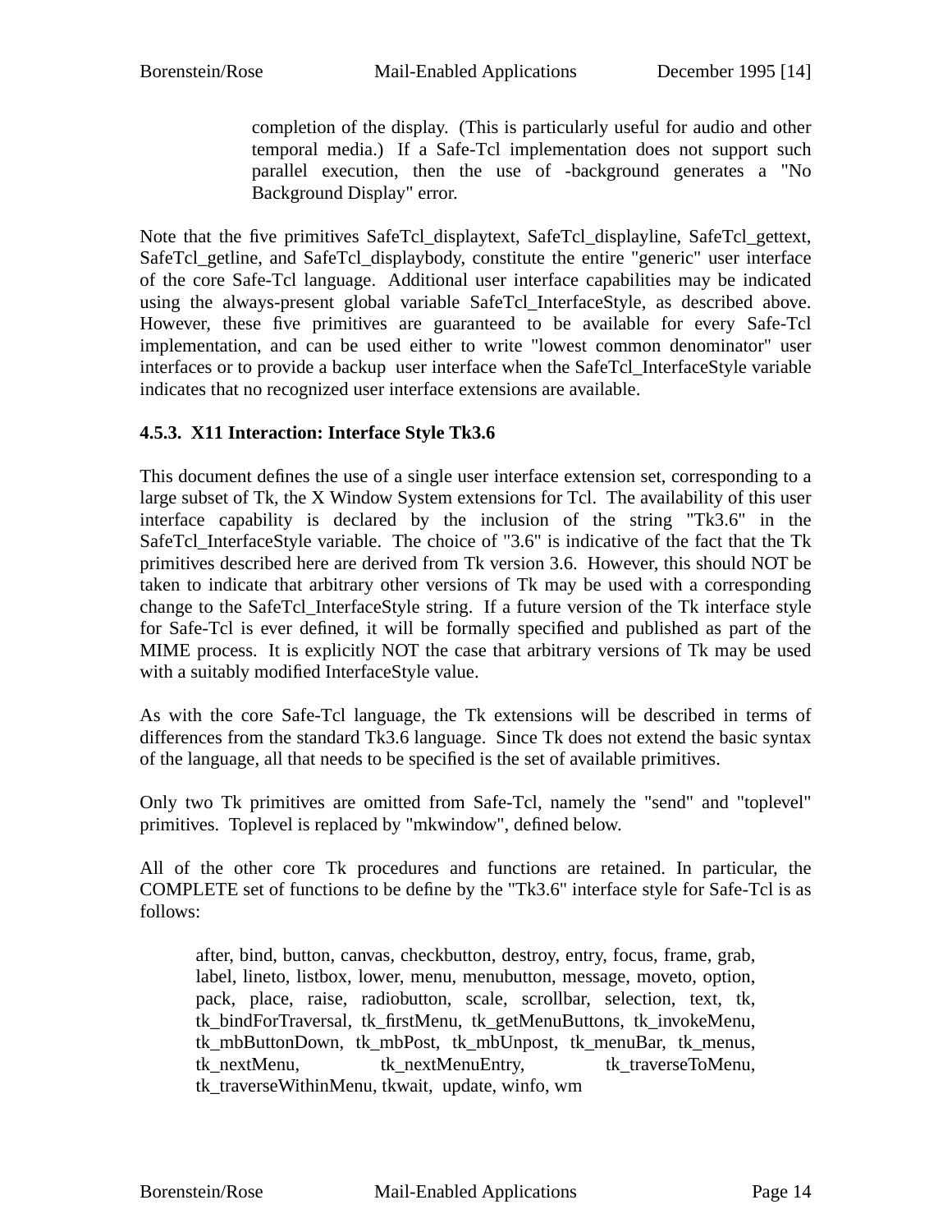completion of the display. (This is particularly useful for audio and other temporal media.) If a Safe-Tcl implementation does not support such parallel execution, then the use of -background generates a "No Background Display" error.

Note that the five primitives SafeTcl_displaytext, SafeTcl_displayline, SafeTcl_gettext, SafeTcl_getline, and SafeTcl_displaybody, constitute the entire "generic" user interface of the core Safe-Tcl language. Additional user interface capabilities may be indicated using the always-present global variable SafeTcl_InterfaceStyle, as described above. However, these five primitives are guaranteed to be available for every Safe-Tcl implementation, and can be used either to write "lowest common denominator" user interfaces or to provide a backup user interface when the SafeTcl_InterfaceStyle variable indicates that no recognized user interface extensions are available.

### 4.5.3. X11 Interaction: Interface Style Tk3.6

This document defines the use of a single user interface extension set, corresponding to a large subset of Tk, the X Window System extensions for Tcl. The availability of this user interface capability is declared by the inclusion of the string "Tk3.6" in the SafeTcl_InterfaceStyle variable. The choice of "3.6" is indicative of the fact that the Tk primitives described here are derived from Tk version 3.6. However, this should NOT be taken to indicate that arbitrary other versions of Tk may be used with a corresponding change to the SafeTcl_InterfaceStyle string. If a future version of the Tk interface style for Safe-Tcl is ever defined, it will be formally specified and published as part of the MIME process. It is explicitly NOT the case that arbitrary versions of Tk may be used with a suitably modified InterfaceStyle value.

As with the core Safe-Tcl language, the Tk extensions will be described in terms of differences from the standard Tk3.6 language. Since Tk does not extend the basic syntax of the language, all that needs to be specified is the set of available primitives.

Only two Tk primitives are omitted from Safe-Tcl, namely the "send" and "toplevel" primitives. Toplevel is replaced by "mkwindow", defined below.

All of the other core Tk procedures and functions are retained. In particular, the COMPLETE set of functions to be define by the "Tk3.6" interface style for Safe-Tcl is as follows:

> after, bind, button, canvas, checkbutton, destroy, entry, focus, frame, grab, label, lineto, listbox, lower, menu, menubutton, message, moveto, option, pack, place, raise, radiobutton, scale, scrollbar, selection, text, tk, tk_bindForTraversal, tk_firstMenu, tk_getMenuButtons, tk_invokeMenu, tk_mbButtonDown, tk_mbPost, tk_mbUnpost, tk_menuBar, tk_menus, tk_nextMenu, tk_nextMenuEntry, tk_traverseToMenu, tk_traverseWithinMenu, tkwait, update, winfo, wm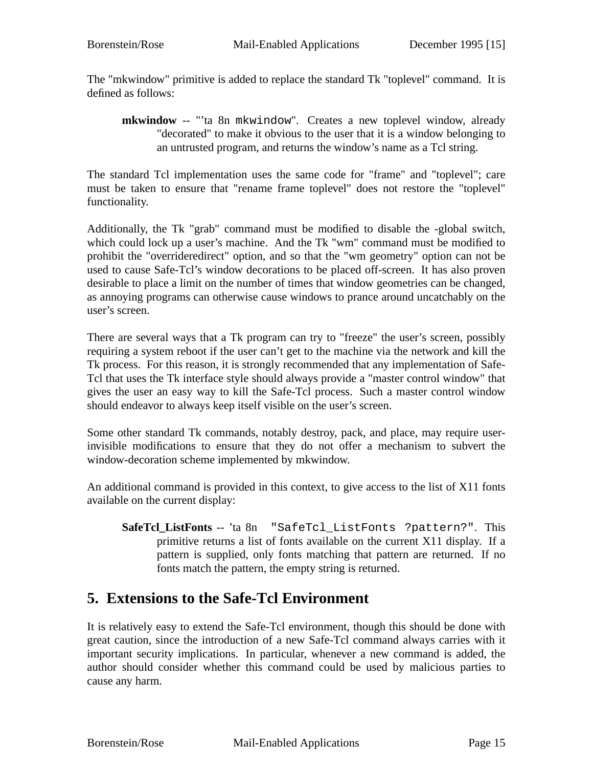The "mkwindow" primitive is added to replace the standard Tk "toplevel" command. It is defined as follows:

> **mkwindow** -- "'ta 8n `mkwindow`". Creates a new toplevel window, already "decorated" to make it obvious to the user that it is a window belonging to an untrusted program, and returns the window's name as a Tcl string.

The standard Tcl implementation uses the same code for "frame" and "toplevel"; care must be taken to ensure that "rename frame toplevel" does not restore the "toplevel" functionality.

Additionally, the Tk "grab" command must be modified to disable the -global switch, which could lock up a user's machine. And the Tk "wm" command must be modified to prohibit the "overrideredirect" option, and so that the "wm geometry" option can not be used to cause Safe-Tcl's window decorations to be placed off-screen. It has also proven desirable to place a limit on the number of times that window geometries can be changed, as annoying programs can otherwise cause windows to prance around uncatchably on the user's screen.

There are several ways that a Tk program can try to "freeze" the user's screen, possibly requiring a system reboot if the user can't get to the machine via the network and kill the Tk process. For this reason, it is strongly recommended that any implementation of Safe-Tcl that uses the Tk interface style should always provide a "master control window" that gives the user an easy way to kill the Safe-Tcl process. Such a master control window should endeavor to always keep itself visible on the user's screen.

Some other standard Tk commands, notably destroy, pack, and place, may require user-invisible modifications to ensure that they do not offer a mechanism to subvert the window-decoration scheme implemented by mkwindow.

An additional command is provided in this context, to give access to the list of X11 fonts available on the current display:

> **SafeTcl_ListFonts** -- 'ta 8n `"SafeTcl_ListFonts ?pattern?"`. This primitive returns a list of fonts available on the current X11 display. If a pattern is supplied, only fonts matching that pattern are returned. If no fonts match the pattern, the empty string is returned.

## 5. Extensions to the Safe-Tcl Environment

It is relatively easy to extend the Safe-Tcl environment, though this should be done with great caution, since the introduction of a new Safe-Tcl command always carries with it important security implications. In particular, whenever a new command is added, the author should consider whether this command could be used by malicious parties to cause any harm.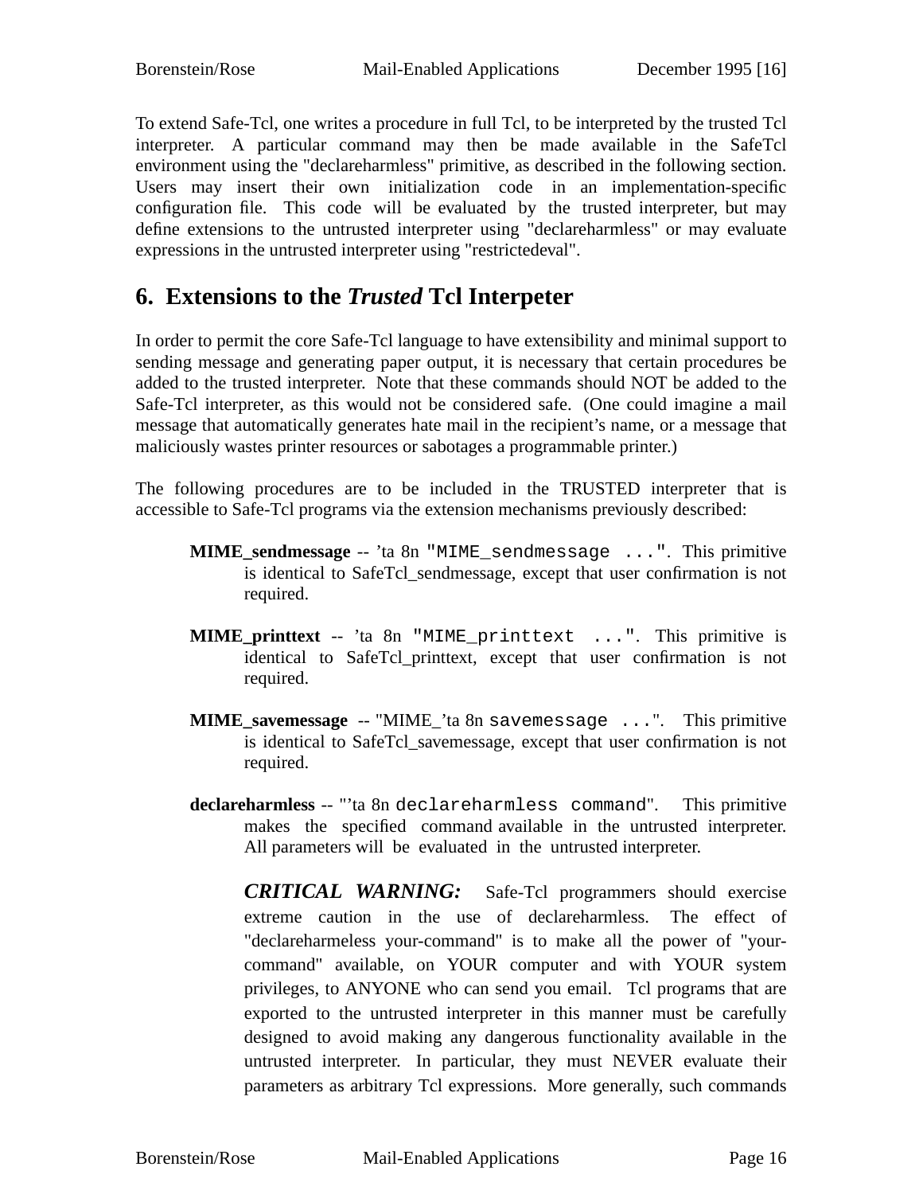To extend Safe-Tcl, one writes a procedure in full Tcl, to be interpreted by the trusted Tcl interpreter. A particular command may then be made available in the SafeTcl environment using the "declareharmless" primitive, as described in the following section. Users may insert their own initialization code in an implementation-specific configuration file. This code will be evaluated by the trusted interpreter, but may define extensions to the untrusted interpreter using "declareharmless" or may evaluate expressions in the untrusted interpreter using "restrictedeval".

## 6. Extensions to the *Trusted* Tcl Interpeter

In order to permit the core Safe-Tcl language to have extensibility and minimal support to sending message and generating paper output, it is necessary that certain procedures be added to the trusted interpreter. Note that these commands should NOT be added to the Safe-Tcl interpreter, as this would not be considered safe. (One could imagine a mail message that automatically generates hate mail in the recipient's name, or a message that maliciously wastes printer resources or sabotages a programmable printer.)

The following procedures are to be included in the TRUSTED interpreter that is accessible to Safe-Tcl programs via the extension mechanisms previously described:

**MIME_sendmessage** -- 'ta 8n `"MIME_sendmessage ..."`. This primitive is identical to SafeTcl_sendmessage, except that user confirmation is not required.

**MIME_printtext** -- 'ta 8n `"MIME_printtext ..."`. This primitive is identical to SafeTcl_printtext, except that user confirmation is not required.

**MIME_savemessage** -- "MIME_'ta 8n `savemessage ...`". This primitive is identical to SafeTcl_savemessage, except that user confirmation is not required.

**declareharmless** -- "'ta 8n `declareharmless command`". This primitive makes the specified command available in the untrusted interpreter. All parameters will be evaluated in the untrusted interpreter.

***CRITICAL WARNING:*** Safe-Tcl programmers should exercise extreme caution in the use of declareharmless. The effect of "declareharmeless your-command" is to make all the power of "your-command" available, on YOUR computer and with YOUR system privileges, to ANYONE who can send you email. Tcl programs that are exported to the untrusted interpreter in this manner must be carefully designed to avoid making any dangerous functionality available in the untrusted interpreter. In particular, they must NEVER evaluate their parameters as arbitrary Tcl expressions. More generally, such commands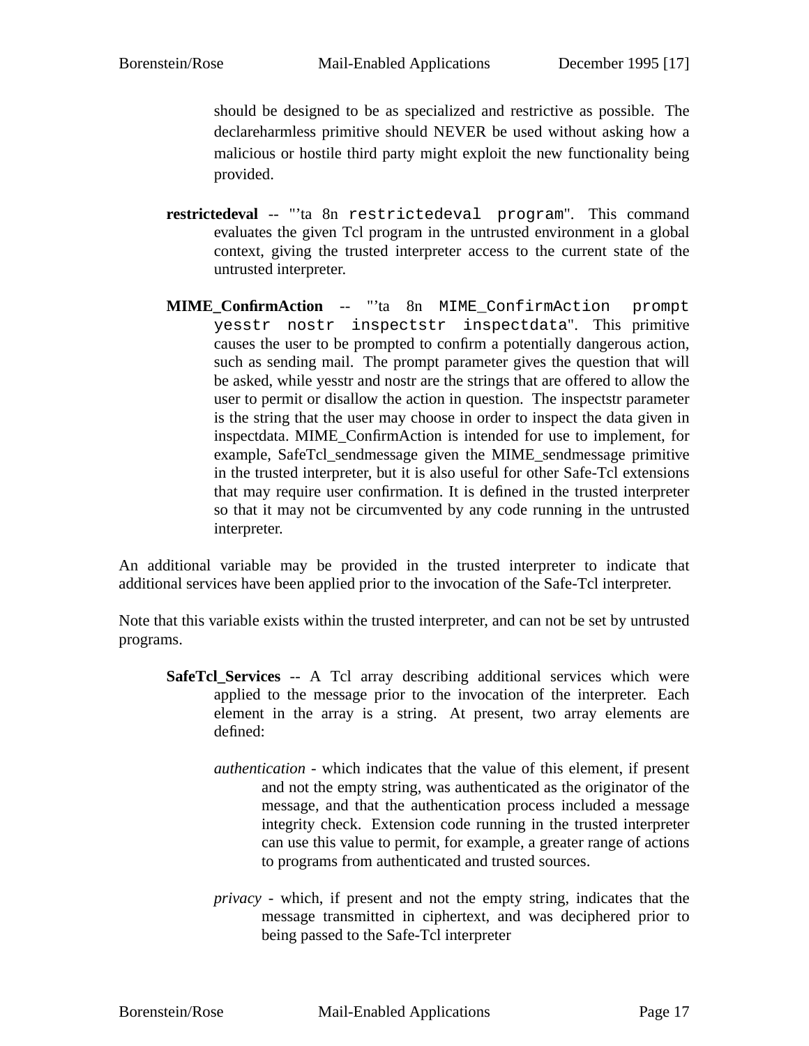should be designed to be as specialized and restrictive as possible. The declareharmless primitive should NEVER be used without asking how a malicious or hostile third party might exploit the new functionality being provided.

**restrictedeval** -- "'ta 8n `restrictedeval program`". This command evaluates the given Tcl program in the untrusted environment in a global context, giving the trusted interpreter access to the current state of the untrusted interpreter.

**MIME_ConfirmAction** -- "'ta 8n `MIME_ConfirmAction prompt yesstr nostr inspectstr inspectdata`". This primitive causes the user to be prompted to confirm a potentially dangerous action, such as sending mail. The prompt parameter gives the question that will be asked, while yesstr and nostr are the strings that are offered to allow the user to permit or disallow the action in question. The inspectstr parameter is the string that the user may choose in order to inspect the data given in inspectdata. MIME_ConfirmAction is intended for use to implement, for example, SafeTcl_sendmessage given the MIME_sendmessage primitive in the trusted interpreter, but it is also useful for other Safe-Tcl extensions that may require user confirmation. It is defined in the trusted interpreter so that it may not be circumvented by any code running in the untrusted interpreter.

An additional variable may be provided in the trusted interpreter to indicate that additional services have been applied prior to the invocation of the Safe-Tcl interpreter.

Note that this variable exists within the trusted interpreter, and can not be set by untrusted programs.

**SafeTcl_Services** -- A Tcl array describing additional services which were applied to the message prior to the invocation of the interpreter. Each element in the array is a string. At present, two array elements are defined:

*authentication* - which indicates that the value of this element, if present and not the empty string, was authenticated as the originator of the message, and that the authentication process included a message integrity check. Extension code running in the trusted interpreter can use this value to permit, for example, a greater range of actions to programs from authenticated and trusted sources.

*privacy* - which, if present and not the empty string, indicates that the message transmitted in ciphertext, and was deciphered prior to being passed to the Safe-Tcl interpreter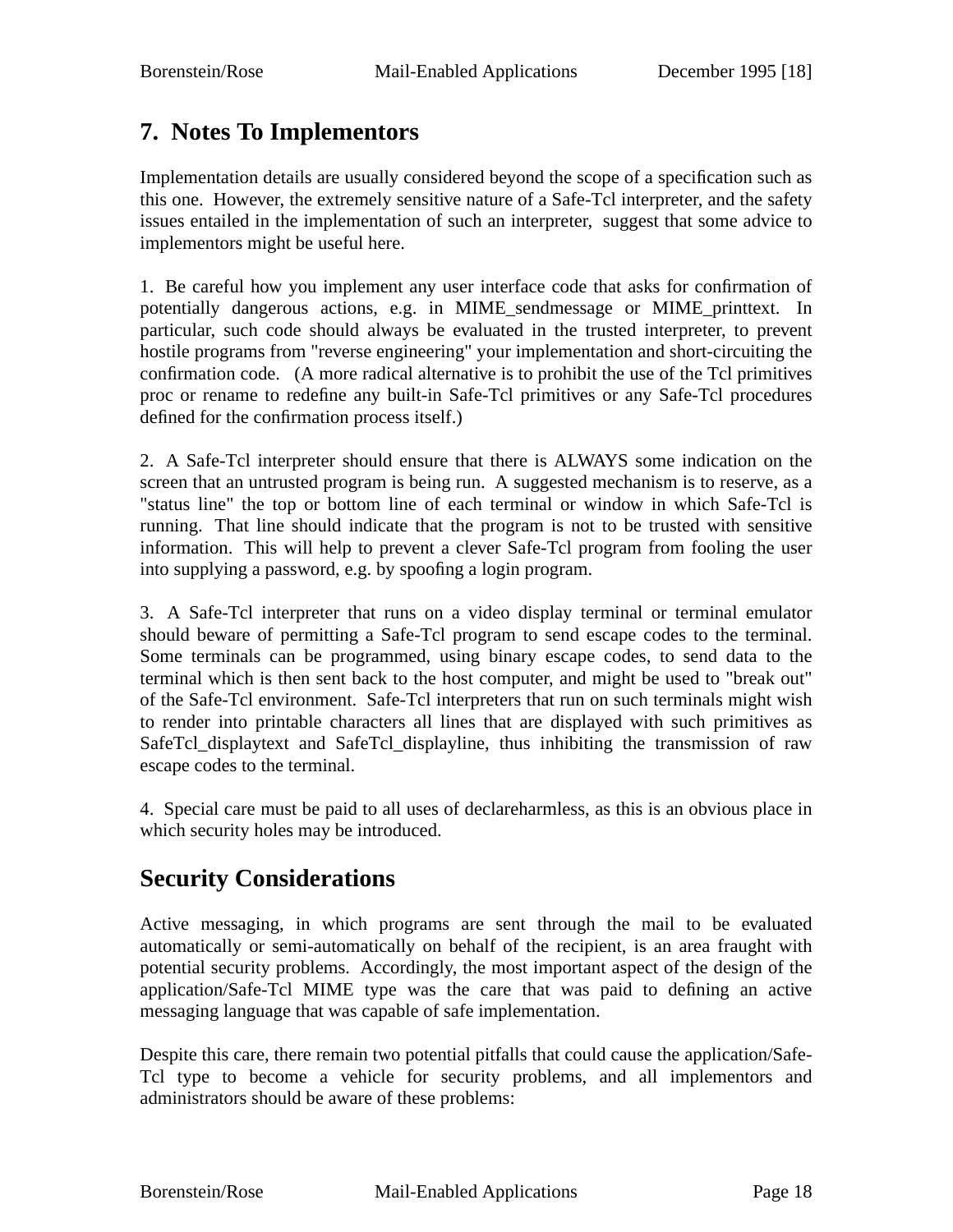## 7. Notes To Implementors

Implementation details are usually considered beyond the scope of a specification such as this one. However, the extremely sensitive nature of a Safe-Tcl interpreter, and the safety issues entailed in the implementation of such an interpreter, suggest that some advice to implementors might be useful here.

1. Be careful how you implement any user interface code that asks for confirmation of potentially dangerous actions, e.g. in MIME_sendmessage or MIME_printtext. In particular, such code should always be evaluated in the trusted interpreter, to prevent hostile programs from "reverse engineering" your implementation and short-circuiting the confirmation code. (A more radical alternative is to prohibit the use of the Tcl primitives proc or rename to redefine any built-in Safe-Tcl primitives or any Safe-Tcl procedures defined for the confirmation process itself.)

2. A Safe-Tcl interpreter should ensure that there is ALWAYS some indication on the screen that an untrusted program is being run. A suggested mechanism is to reserve, as a "status line" the top or bottom line of each terminal or window in which Safe-Tcl is running. That line should indicate that the program is not to be trusted with sensitive information. This will help to prevent a clever Safe-Tcl program from fooling the user into supplying a password, e.g. by spoofing a login program.

3. A Safe-Tcl interpreter that runs on a video display terminal or terminal emulator should beware of permitting a Safe-Tcl program to send escape codes to the terminal. Some terminals can be programmed, using binary escape codes, to send data to the terminal which is then sent back to the host computer, and might be used to "break out" of the Safe-Tcl environment. Safe-Tcl interpreters that run on such terminals might wish to render into printable characters all lines that are displayed with such primitives as SafeTcl_displaytext and SafeTcl_displayline, thus inhibiting the transmission of raw escape codes to the terminal.

4. Special care must be paid to all uses of declareharmless, as this is an obvious place in which security holes may be introduced.

## Security Considerations

Active messaging, in which programs are sent through the mail to be evaluated automatically or semi-automatically on behalf of the recipient, is an area fraught with potential security problems. Accordingly, the most important aspect of the design of the application/Safe-Tcl MIME type was the care that was paid to defining an active messaging language that was capable of safe implementation.

Despite this care, there remain two potential pitfalls that could cause the application/Safe-Tcl type to become a vehicle for security problems, and all implementors and administrators should be aware of these problems: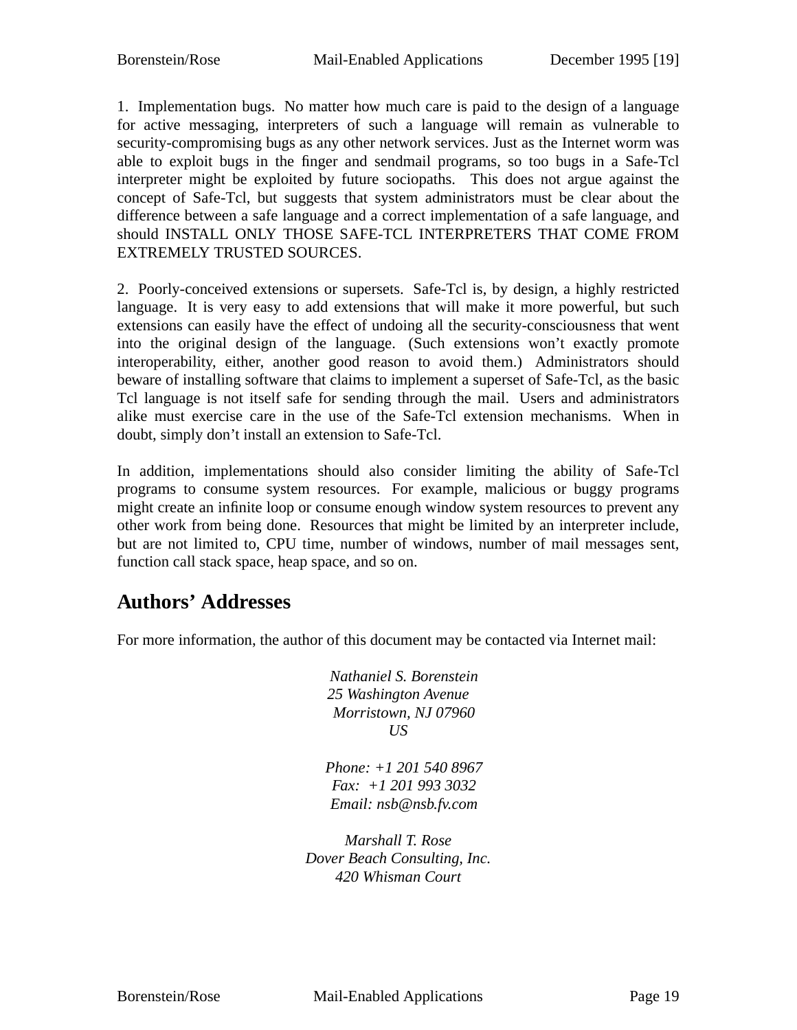1. Implementation bugs. No matter how much care is paid to the design of a language for active messaging, interpreters of such a language will remain as vulnerable to security-compromising bugs as any other network services. Just as the Internet worm was able to exploit bugs in the finger and sendmail programs, so too bugs in a Safe-Tcl interpreter might be exploited by future sociopaths. This does not argue against the concept of Safe-Tcl, but suggests that system administrators must be clear about the difference between a safe language and a correct implementation of a safe language, and should INSTALL ONLY THOSE SAFE-TCL INTERPRETERS THAT COME FROM EXTREMELY TRUSTED SOURCES.

2. Poorly-conceived extensions or supersets. Safe-Tcl is, by design, a highly restricted language. It is very easy to add extensions that will make it more powerful, but such extensions can easily have the effect of undoing all the security-consciousness that went into the original design of the language. (Such extensions won't exactly promote interoperability, either, another good reason to avoid them.) Administrators should beware of installing software that claims to implement a superset of Safe-Tcl, as the basic Tcl language is not itself safe for sending through the mail. Users and administrators alike must exercise care in the use of the Safe-Tcl extension mechanisms. When in doubt, simply don't install an extension to Safe-Tcl.

In addition, implementations should also consider limiting the ability of Safe-Tcl programs to consume system resources. For example, malicious or buggy programs might create an infinite loop or consume enough window system resources to prevent any other work from being done. Resources that might be limited by an interpreter include, but are not limited to, CPU time, number of windows, number of mail messages sent, function call stack space, heap space, and so on.

## Authors' Addresses

For more information, the author of this document may be contacted via Internet mail:

*Nathaniel S. Borenstein*
*25 Washington Avenue*
*Morristown, NJ 07960*
*US*

*Phone: +1 201 540 8967*
*Fax: +1 201 993 3032*
*Email: nsb@nsb.fv.com*

*Marshall T. Rose*
*Dover Beach Consulting, Inc.*
*420 Whisman Court*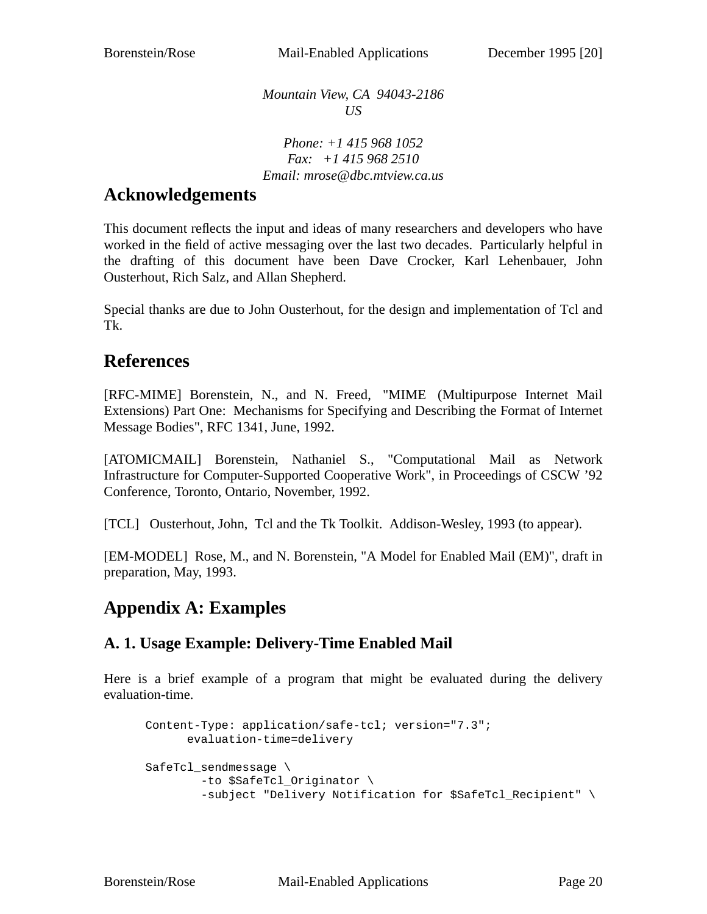*Mountain View, CA  94043-2186*
*US*

*Phone: +1 415 968 1052*
*Fax:   +1 415 968 2510*
*Email: mrose@dbc.mtview.ca.us*

## Acknowledgements

This document reflects the input and ideas of many researchers and developers who have worked in the field of active messaging over the last two decades.  Particularly helpful in the drafting of this document have been Dave Crocker, Karl Lehenbauer, John Ousterhout, Rich Salz, and Allan Shepherd.

Special thanks are due to John Ousterhout, for the design and implementation of Tcl and Tk.

## References

[RFC-MIME] Borenstein, N., and N. Freed, "MIME (Multipurpose Internet Mail Extensions) Part One:  Mechanisms for Specifying and Describing the Format of Internet Message Bodies", RFC 1341, June, 1992.

[ATOMICMAIL] Borenstein, Nathaniel S., "Computational Mail as Network Infrastructure for Computer-Supported Cooperative Work", in Proceedings of CSCW '92 Conference, Toronto, Ontario, November, 1992.

[TCL]   Ousterhout, John,  Tcl and the Tk Toolkit.  Addison-Wesley, 1993 (to appear).

[EM-MODEL]  Rose, M., and N. Borenstein, "A Model for Enabled Mail (EM)", draft in preparation, May, 1993.

## Appendix A: Examples

### A. 1. Usage Example: Delivery-Time Enabled Mail

Here is a brief example of a program that might be evaluated during the delivery evaluation-time.

```
Content-Type: application/safe-tcl; version="7.3";
      evaluation-time=delivery

SafeTcl_sendmessage \
        -to $SafeTcl_Originator \
        -subject "Delivery Notification for $SafeTcl_Recipient" \
```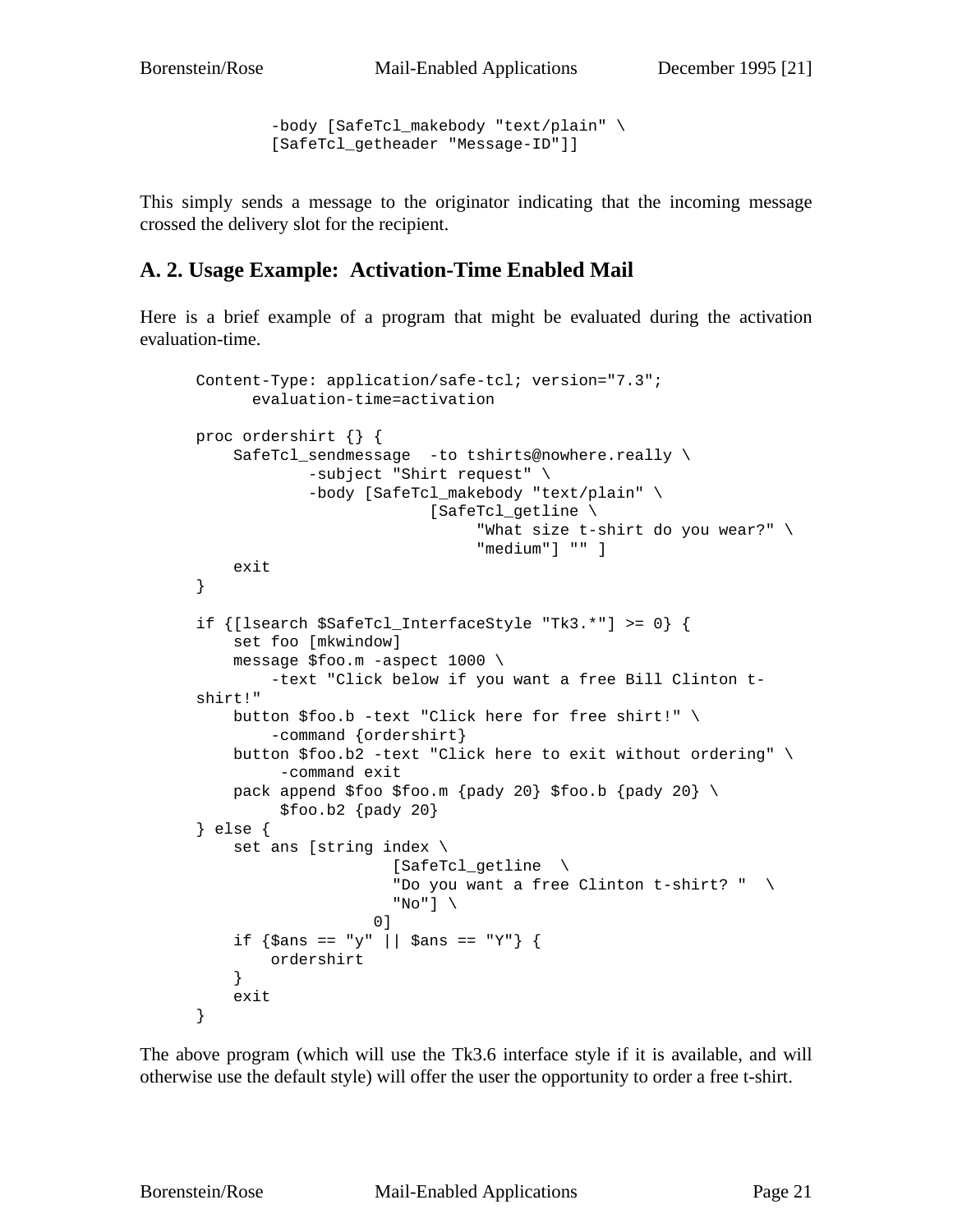```
          -body [SafeTcl_makebody "text/plain" \
          [SafeTcl_getheader "Message-ID"]]
```

This simply sends a message to the originator indicating that the incoming message crossed the delivery slot for the recipient.

## A. 2. Usage Example: Activation-Time Enabled Mail

Here is a brief example of a program that might be evaluated during the activation evaluation-time.

```
Content-Type: application/safe-tcl; version="7.3";
      evaluation-time=activation

proc ordershirt {} {
    SafeTcl_sendmessage  -to tshirts@nowhere.really \
            -subject "Shirt request" \
            -body [SafeTcl_makebody "text/plain" \
                        [SafeTcl_getline \
                             "What size t-shirt do you wear?" \
                             "medium"] "" ]
    exit
}

if {[lsearch $SafeTcl_InterfaceStyle "Tk3.*"] >= 0} {
    set foo [mkwindow]
    message $foo.m -aspect 1000 \
        -text "Click below if you want a free Bill Clinton t-
shirt!"
    button $foo.b -text "Click here for free shirt!" \
        -command {ordershirt}
    button $foo.b2 -text "Click here to exit without ordering" \
         -command exit
    pack append $foo $foo.m {pady 20} $foo.b {pady 20} \
         $foo.b2 {pady 20}
} else {
    set ans [string index \
                    [SafeTcl_getline  \
                    "Do you want a free Clinton t-shirt? "  \
                    "No"] \
                  0]
    if {$ans == "y" || $ans == "Y"} {
        ordershirt
    }
    exit
}
```

The above program (which will use the Tk3.6 interface style if it is available, and will otherwise use the default style) will offer the user the opportunity to order a free t-shirt.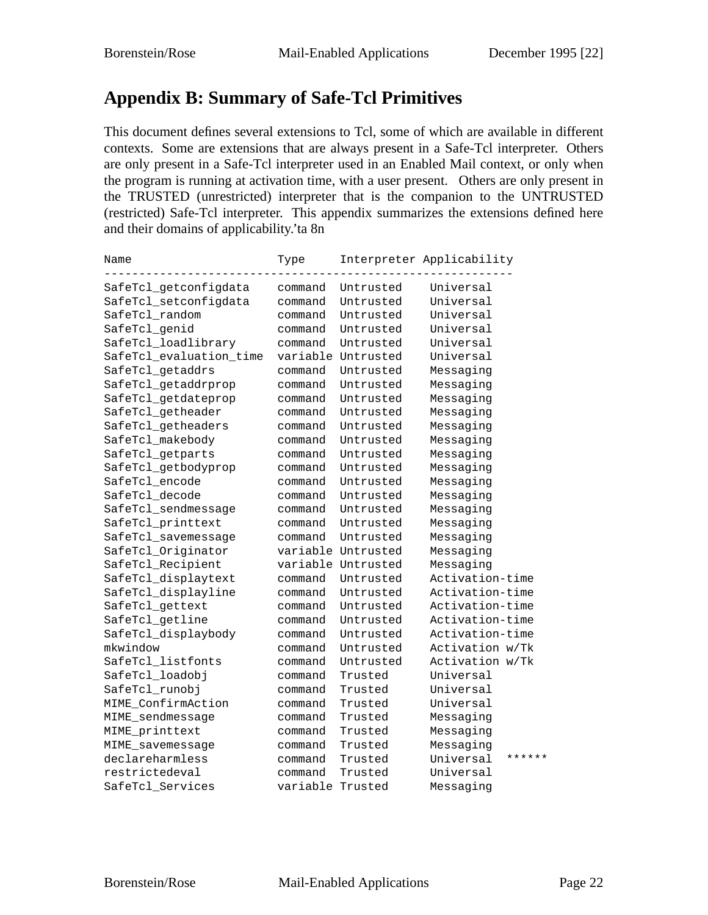# Appendix B: Summary of Safe-Tcl Primitives

This document defines several extensions to Tcl, some of which are available in different contexts. Some are extensions that are always present in a Safe-Tcl interpreter. Others are only present in a Safe-Tcl interpreter used in an Enabled Mail context, or only when the program is running at activation time, with a user present. Others are only present in the TRUSTED (unrestricted) interpreter that is the companion to the UNTRUSTED (restricted) Safe-Tcl interpreter. This appendix summarizes the extensions defined here and their domains of applicability.'ta 8n

```
Name                    Type     Interpreter Applicability
-----------------------------------------------------------
SafeTcl_getconfigdata   command  Untrusted    Universal
SafeTcl_setconfigdata   command  Untrusted    Universal
SafeTcl_random          command  Untrusted    Universal
SafeTcl_genid           command  Untrusted    Universal
SafeTcl_loadlibrary     command  Untrusted    Universal
SafeTcl_evaluation_time variable Untrusted    Universal
SafeTcl_getaddrs        command  Untrusted    Messaging
SafeTcl_getaddrprop     command  Untrusted    Messaging
SafeTcl_getdateprop     command  Untrusted    Messaging
SafeTcl_getheader       command  Untrusted    Messaging
SafeTcl_getheaders      command  Untrusted    Messaging
SafeTcl_makebody        command  Untrusted    Messaging
SafeTcl_getparts        command  Untrusted    Messaging
SafeTcl_getbodyprop     command  Untrusted    Messaging
SafeTcl_encode          command  Untrusted    Messaging
SafeTcl_decode          command  Untrusted    Messaging
SafeTcl_sendmessage     command  Untrusted    Messaging
SafeTcl_printtext       command  Untrusted    Messaging
SafeTcl_savemessage     command  Untrusted    Messaging
SafeTcl_Originator      variable Untrusted    Messaging
SafeTcl_Recipient       variable Untrusted    Messaging
SafeTcl_displaytext     command  Untrusted    Activation-time
SafeTcl_displayline     command  Untrusted    Activation-time
SafeTcl_gettext         command  Untrusted    Activation-time
SafeTcl_getline         command  Untrusted    Activation-time
SafeTcl_displaybody     command  Untrusted    Activation-time
mkwindow                command  Untrusted    Activation w/Tk
SafeTcl_listfonts       command  Untrusted    Activation w/Tk
SafeTcl_loadobj         command  Trusted      Universal
SafeTcl_runobj          command  Trusted      Universal
MIME_ConfirmAction      command  Trusted      Universal
MIME_sendmessage        command  Trusted      Messaging
MIME_printtext          command  Trusted      Messaging
MIME_savemessage        command  Trusted      Messaging
declareharmless         command  Trusted      Universal  ******
restrictedeval          command  Trusted      Universal
SafeTcl_Services        variable Trusted      Messaging
```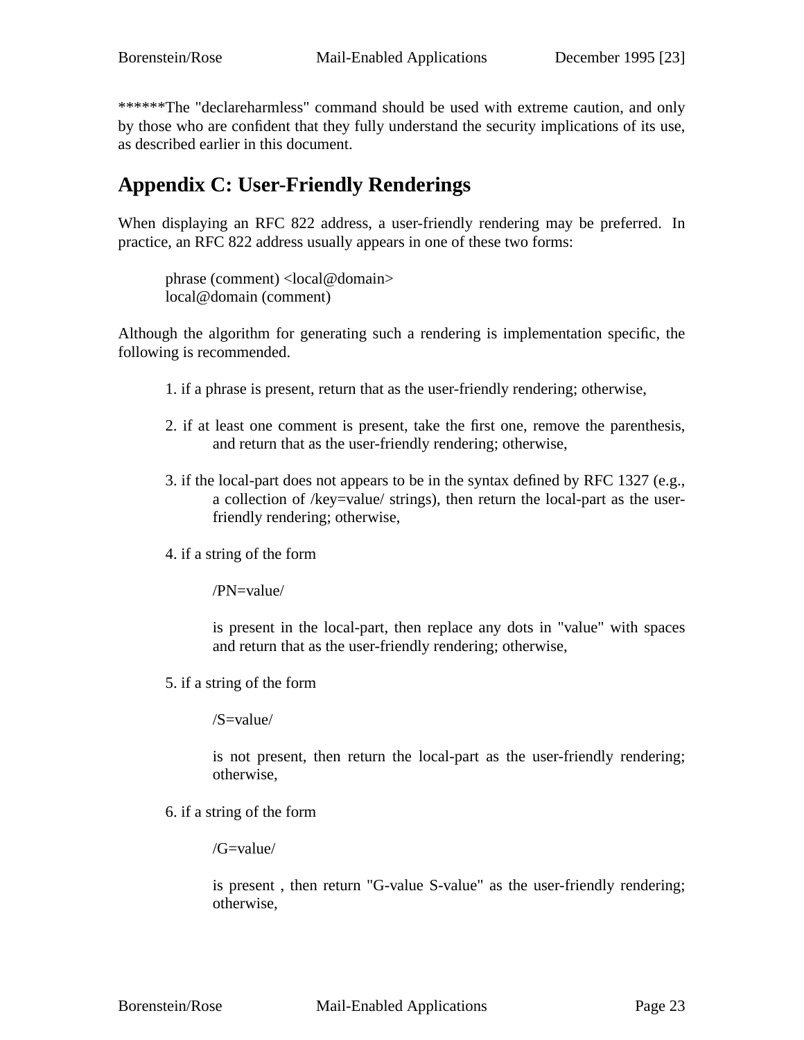******The "declareharmless" command should be used with extreme caution, and only by those who are confident that they fully understand the security implications of its use, as described earlier in this document.

## Appendix C: User-Friendly Renderings

When displaying an RFC 822 address, a user-friendly rendering may be preferred. In practice, an RFC 822 address usually appears in one of these two forms:

> phrase (comment) <local@domain>
> local@domain (comment)

Although the algorithm for generating such a rendering is implementation specific, the following is recommended.

1. if a phrase is present, return that as the user-friendly rendering; otherwise,

2. if at least one comment is present, take the first one, remove the parenthesis, and return that as the user-friendly rendering; otherwise,

3. if the local-part does not appears to be in the syntax defined by RFC 1327 (e.g., a collection of /key=value/ strings), then return the local-part as the user-friendly rendering; otherwise,

4. if a string of the form

   /PN=value/

   is present in the local-part, then replace any dots in "value" with spaces and return that as the user-friendly rendering; otherwise,

5. if a string of the form

   /S=value/

   is not present, then return the local-part as the user-friendly rendering; otherwise,

6. if a string of the form

   /G=value/

   is present , then return "G-value S-value" as the user-friendly rendering; otherwise,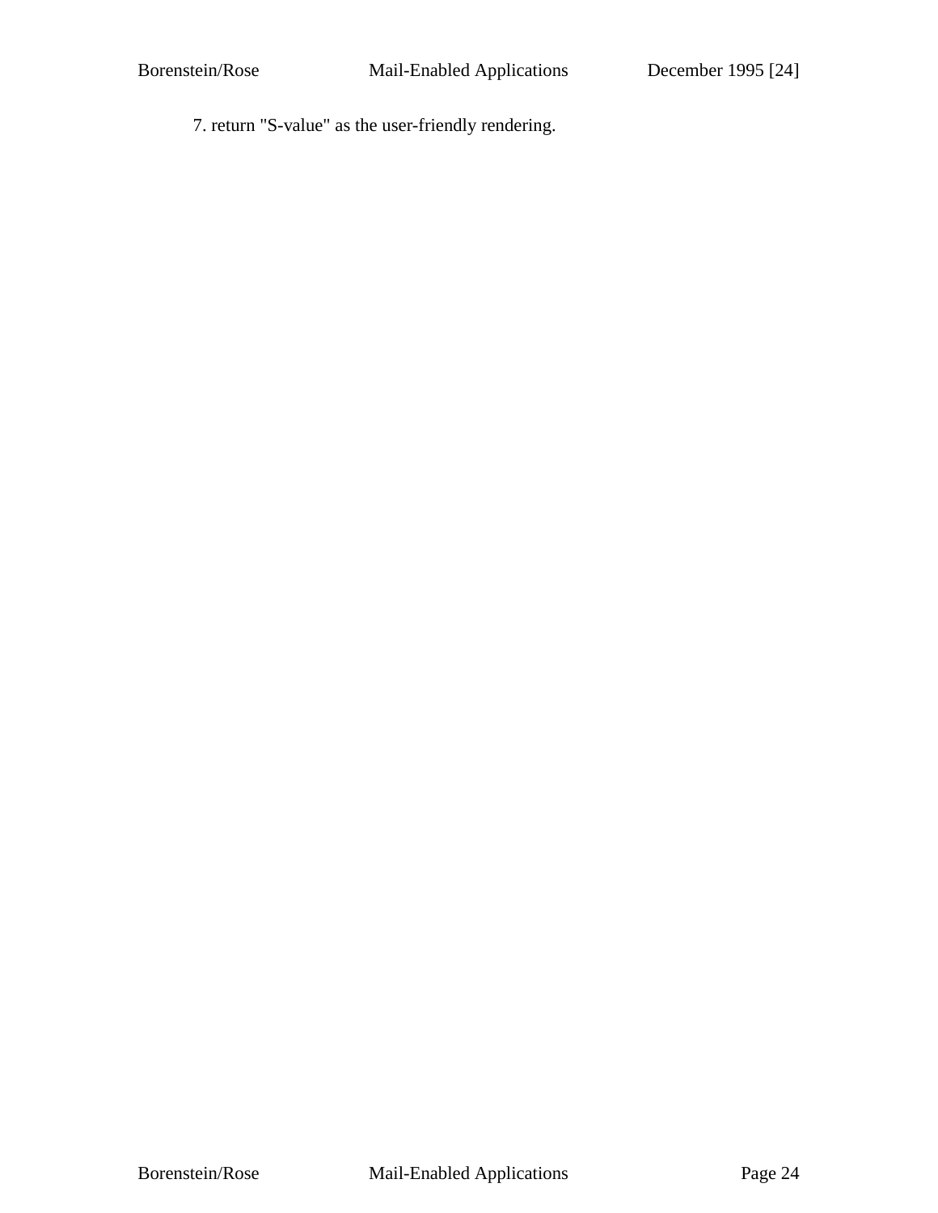7. return "S-value" as the user-friendly rendering.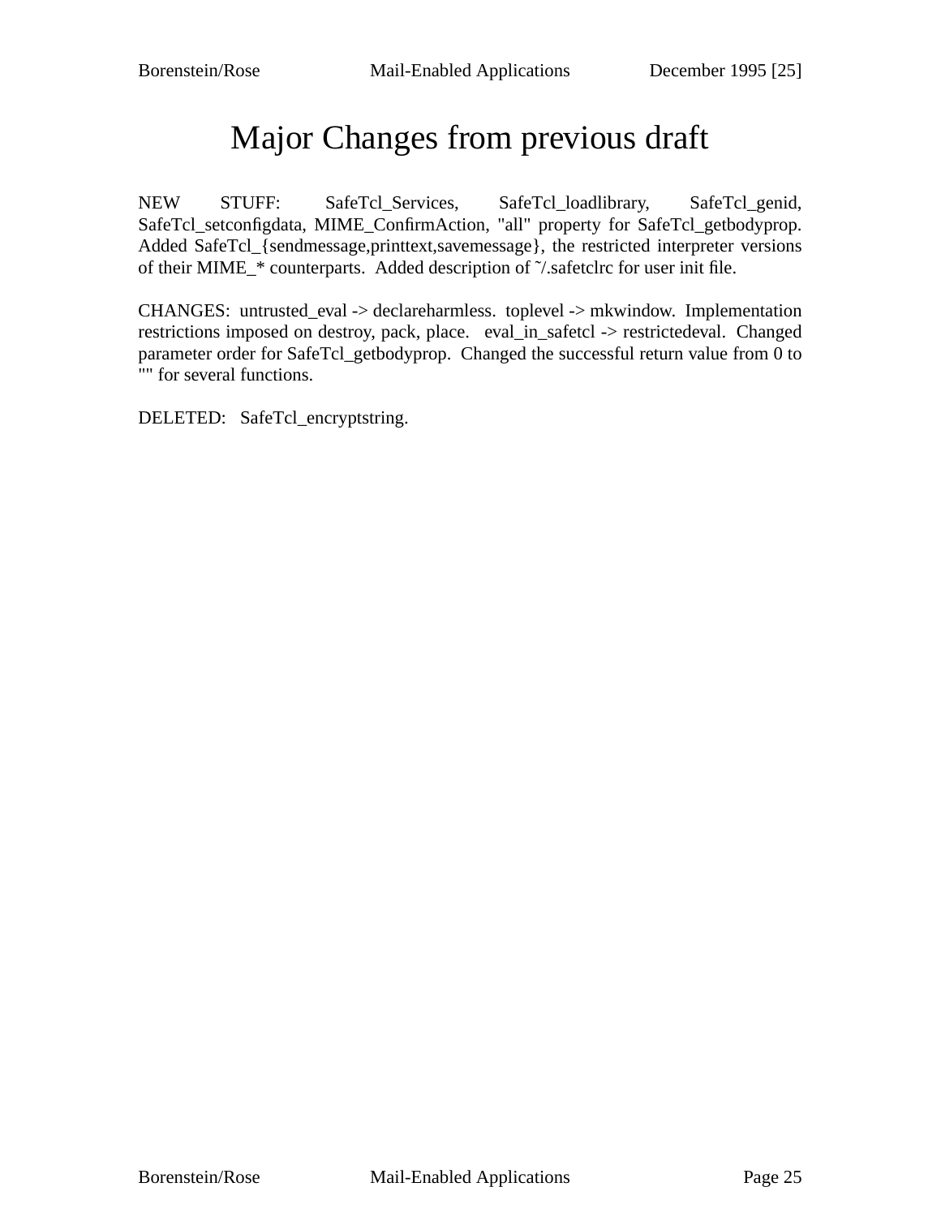# Major Changes from previous draft

NEW STUFF: SafeTcl_Services, SafeTcl_loadlibrary, SafeTcl_genid, SafeTcl_setconfigdata, MIME_ConfirmAction, "all" property for SafeTcl_getbodyprop. Added SafeTcl_{sendmessage,printtext,savemessage}, the restricted interpreter versions of their MIME_* counterparts. Added description of ~/.safetclrc for user init file.

CHANGES: untrusted_eval -> declareharmless. toplevel -> mkwindow. Implementation restrictions imposed on destroy, pack, place. eval_in_safetcl -> restrictedeval. Changed parameter order for SafeTcl_getbodyprop. Changed the successful return value from 0 to "" for several functions.

DELETED: SafeTcl_encryptstring.